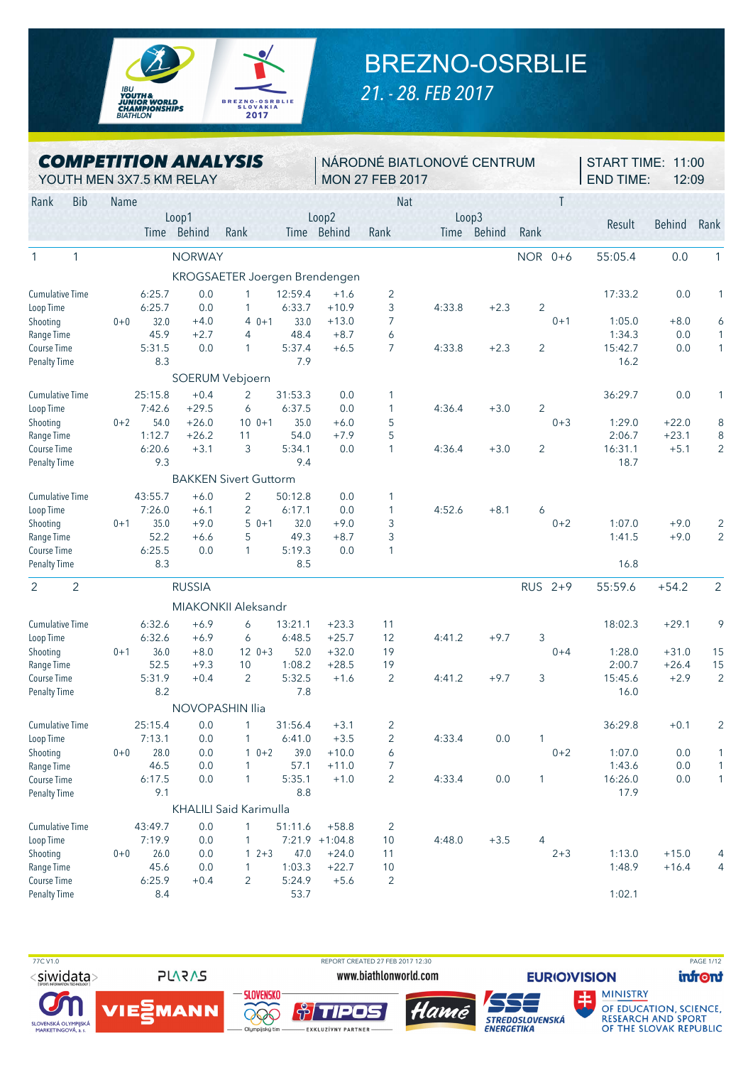# BREZNO-OSRBLIE

*21. - 28. FEB 2017*

## COMPETITION ANALYSIS

YOUTH MEN 3X7.5 KM RELAY

NÁRODNÉ BIATLONOVÉ CENTRUM
MON 27 FEB 2017

START TIME: 11:00
END TIME: 12:09

| Rank | Bib | Name | | Loop1 Time | Loop1 Behind | Loop1 Rank | | Loop2 Time | Loop2 Behind | Loop2 Rank | Loop3 Time | Loop3 Behind | Loop3 Rank | T | Result | Behind | Rank |
|---|---|---|---|---|---|---|---|---|---|---|---|---|---|---|---|---|---|
| 1 | 1 | NORWAY | | | | | | | | | | | NOR | 0+6 | 55:05.4 | 0.0 | 1 |
| | | KROGSAETER Joergen Brendengen | | | | | | | | | | | | | | | |
| | | Cumulative Time | | 6:25.7 | 0.0 | 1 | | 12:59.4 | +1.6 | 2 | | | | | 17:33.2 | 0.0 | 1 |
| | | Loop Time | | 6:25.7 | 0.0 | 1 | | 6:33.7 | +10.9 | 3 | 4:33.8 | +2.3 | 2 | | | | |
| | | Shooting | 0+0 | 32.0 | +4.0 | 4 | 0+1 | 33.0 | +13.0 | 7 | | | | 0+1 | 1:05.0 | +8.0 | 6 |
| | | Range Time | | 45.9 | +2.7 | 4 | | 48.4 | +8.7 | 6 | | | | | 1:34.3 | 0.0 | 1 |
| | | Course Time | | 5:31.5 | 0.0 | 1 | | 5:37.4 | +6.5 | 7 | 4:33.8 | +2.3 | 2 | | 15:42.7 | 0.0 | 1 |
| | | Penalty Time | | 8.3 | | | | 7.9 | | | | | | | 16.2 | | |
| | | SOERUM Vebjoern | | | | | | | | | | | | | | | |
| | | Cumulative Time | | 25:15.8 | +0.4 | 2 | | 31:53.3 | 0.0 | 1 | | | | | 36:29.7 | 0.0 | 1 |
| | | Loop Time | | 7:42.6 | +29.5 | 6 | | 6:37.5 | 0.0 | 1 | 4:36.4 | +3.0 | 2 | | | | |
| | | Shooting | 0+2 | 54.0 | +26.0 | 10 | 0+1 | 35.0 | +6.0 | 5 | | | | 0+3 | 1:29.0 | +22.0 | 8 |
| | | Range Time | | 1:12.7 | +26.2 | 11 | | 54.0 | +7.9 | 5 | | | | | 2:06.7 | +23.1 | 8 |
| | | Course Time | | 6:20.6 | +3.1 | 3 | | 5:34.1 | 0.0 | 1 | 4:36.4 | +3.0 | 2 | | 16:31.1 | +5.1 | 2 |
| | | Penalty Time | | 9.3 | | | | 9.4 | | | | | | | 18.7 | | |
| | | BAKKEN Sivert Guttorm | | | | | | | | | | | | | | | |
| | | Cumulative Time | | 43:55.7 | +6.0 | 2 | | 50:12.8 | 0.0 | 1 | | | | | | | |
| | | Loop Time | | 7:26.0 | +6.1 | 2 | | 6:17.1 | 0.0 | 1 | 4:52.6 | +8.1 | 6 | | | | |
| | | Shooting | 0+1 | 35.0 | +9.0 | 5 | 0+1 | 32.0 | +9.0 | 3 | | | | 0+2 | 1:07.0 | +9.0 | 2 |
| | | Range Time | | 52.2 | +6.6 | 5 | | 49.3 | +8.7 | 3 | | | | | 1:41.5 | +9.0 | 2 |
| | | Course Time | | 6:25.5 | 0.0 | 1 | | 5:19.3 | 0.0 | 1 | | | | | | | |
| | | Penalty Time | | 8.3 | | | | 8.5 | | | | | | | 16.8 | | |
| 2 | 2 | RUSSIA | | | | | | | | | | | RUS | 2+9 | 55:59.6 | +54.2 | 2 |
| | | MIAKONKII Aleksandr | | | | | | | | | | | | | | | |
| | | Cumulative Time | | 6:32.6 | +6.9 | 6 | | 13:21.1 | +23.3 | 11 | | | | | 18:02.3 | +29.1 | 9 |
| | | Loop Time | | 6:32.6 | +6.9 | 6 | | 6:48.5 | +25.7 | 12 | 4:41.2 | +9.7 | 3 | | | | |
| | | Shooting | 0+1 | 36.0 | +8.0 | 12 | 0+3 | 52.0 | +32.0 | 19 | | | | 0+4 | 1:28.0 | +31.0 | 15 |
| | | Range Time | | 52.5 | +9.3 | 10 | | 1:08.2 | +28.5 | 19 | | | | | 2:00.7 | +26.4 | 15 |
| | | Course Time | | 5:31.9 | +0.4 | 2 | | 5:32.5 | +1.6 | 2 | 4:41.2 | +9.7 | 3 | | 15:45.6 | +2.9 | 2 |
| | | Penalty Time | | 8.2 | | | | 7.8 | | | | | | | 16.0 | | |
| | | NOVOPASHIN Ilia | | | | | | | | | | | | | | | |
| | | Cumulative Time | | 25:15.4 | 0.0 | 1 | | 31:56.4 | +3.1 | 2 | | | | | 36:29.8 | +0.1 | 2 |
| | | Loop Time | | 7:13.1 | 0.0 | 1 | | 6:41.0 | +3.5 | 2 | 4:33.4 | 0.0 | 1 | | | | |
| | | Shooting | 0+0 | 28.0 | 0.0 | 1 | 0+2 | 39.0 | +10.0 | 6 | | | | 0+2 | 1:07.0 | 0.0 | 1 |
| | | Range Time | | 46.5 | 0.0 | 1 | | 57.1 | +11.0 | 7 | | | | | 1:43.6 | 0.0 | 1 |
| | | Course Time | | 6:17.5 | 0.0 | 1 | | 5:35.1 | +1.0 | 2 | 4:33.4 | 0.0 | 1 | | 16:26.0 | 0.0 | 1 |
| | | Penalty Time | | 9.1 | | | | 8.8 | | | | | | | 17.9 | | |
| | | KHALILI Said Karimulla | | | | | | | | | | | | | | | |
| | | Cumulative Time | | 43:49.7 | 0.0 | 1 | | 51:11.6 | +58.8 | 2 | | | | | | | |
| | | Loop Time | | 7:19.9 | 0.0 | 1 | | 7:21.9 | +1:04.8 | 10 | 4:48.0 | +3.5 | 4 | | | | |
| | | Shooting | 0+0 | 26.0 | 0.0 | 1 | 2+3 | 47.0 | +24.0 | 11 | | | | 2+3 | 1:13.0 | +15.0 | 4 |
| | | Range Time | | 45.6 | 0.0 | 1 | | 1:03.3 | +22.7 | 10 | | | | | 1:48.9 | +16.4 | 4 |
| | | Course Time | | 6:25.9 | +0.4 | 2 | | 5:24.9 | +5.6 | 2 | | | | | | | |
| | | Penalty Time | | 8.4 | | | | 53.7 | | | | | | | 1:02.1 | | |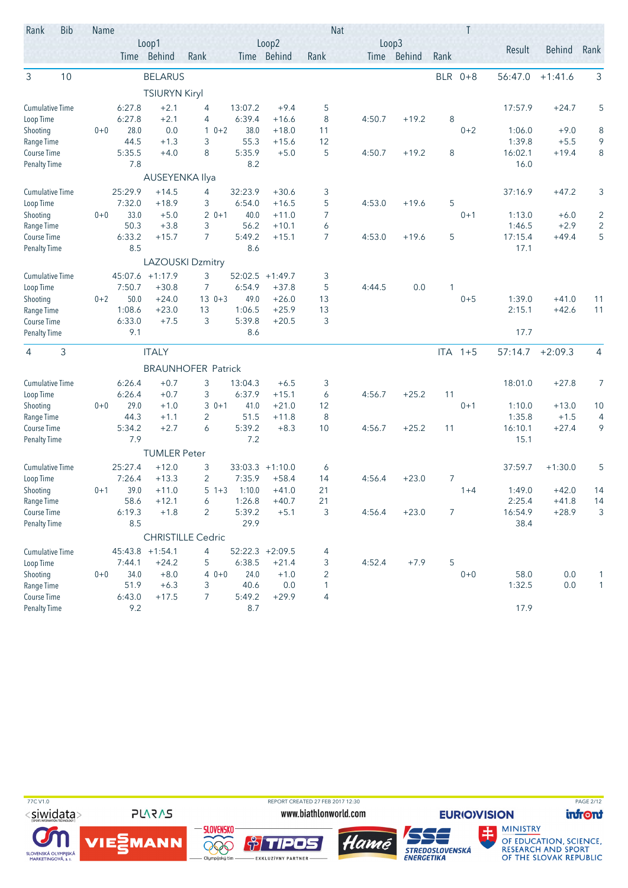| Rank | Bib | Name | | | | | | | Nat | | | | T | | | |
|---|---|---|---|---|---|---|---|---|---|---|---|---|---|---|---|---|
| | | | Loop1 | | | Loop2 | | | Loop3 | | | | | Result | Behind | Rank |
| | | | Time | Behind | Rank | Time | Behind | Rank | Time | Behind | Rank | | | | | |
| 3 | 10 | BELARUS | | | | | | | | | | BLR | 0+8 | 56:47.0 | +1:41.6 | 3 |
| | | TSIURYN Kiryl | | | | | | | | | | | | | | |
| Cumulative Time | | | 6:27.8 | +2.1 | 4 | 13:07.2 | +9.4 | 5 | | | | | | 17:57.9 | +24.7 | 5 |
| Loop Time | | | 6:27.8 | +2.1 | 4 | 6:39.4 | +16.6 | 8 | 4:50.7 | +19.2 | 8 | | | | | |
| Shooting | | 0+0 | 28.0 | 0.0 | 1 | 0+2 38.0 | +18.0 | 11 | | | | | 0+2 | 1:06.0 | +9.0 | 8 |
| Range Time | | | 44.5 | +1.3 | 3 | 55.3 | +15.6 | 12 | | | | | | 1:39.8 | +5.5 | 9 |
| Course Time | | | 5:35.5 | +4.0 | 8 | 5:35.9 | +5.0 | 5 | 4:50.7 | +19.2 | 8 | | | 16:02.1 | +19.4 | 8 |
| Penalty Time | | | 7.8 | | | 8.2 | | | | | | | | 16.0 | | |
| | | AUSEYENKA Ilya | | | | | | | | | | | | | | |
| Cumulative Time | | | 25:29.9 | +14.5 | 4 | 32:23.9 | +30.6 | 3 | | | | | | 37:16.9 | +47.2 | 3 |
| Loop Time | | | 7:32.0 | +18.9 | 3 | 6:54.0 | +16.5 | 5 | 4:53.0 | +19.6 | 5 | | | | | |
| Shooting | | 0+0 | 33.0 | +5.0 | 2 | 0+1 40.0 | +11.0 | 7 | | | | | 0+1 | 1:13.0 | +6.0 | 2 |
| Range Time | | | 50.3 | +3.8 | 3 | 56.2 | +10.1 | 6 | | | | | | 1:46.5 | +2.9 | 2 |
| Course Time | | | 6:33.2 | +15.7 | 7 | 5:49.2 | +15.1 | 7 | 4:53.0 | +19.6 | 5 | | | 17:15.4 | +49.4 | 5 |
| Penalty Time | | | 8.5 | | | 8.6 | | | | | | | | 17.1 | | |
| | | LAZOUSKI Dzmitry | | | | | | | | | | | | | | |
| Cumulative Time | | | 45:07.6 | +1:17.9 | 3 | 52:02.5 | +1:49.7 | 3 | | | | | | | | |
| Loop Time | | | 7:50.7 | +30.8 | 7 | 6:54.9 | +37.8 | 5 | 4:44.5 | 0.0 | 1 | | | | | |
| Shooting | | 0+2 | 50.0 | +24.0 | 13 | 0+3 49.0 | +26.0 | 13 | | | | | 0+5 | 1:39.0 | +41.0 | 11 |
| Range Time | | | 1:08.6 | +23.0 | 13 | 1:06.5 | +25.9 | 13 | | | | | | 2:15.1 | +42.6 | 11 |
| Course Time | | | 6:33.0 | +7.5 | 3 | 5:39.8 | +20.5 | 3 | | | | | | | | |
| Penalty Time | | | 9.1 | | | 8.6 | | | | | | | | 17.7 | | |
| 4 | 3 | ITALY | | | | | | | | | | ITA | 1+5 | 57:14.7 | +2:09.3 | 4 |
| | | BRAUNHOFER Patrick | | | | | | | | | | | | | | |
| Cumulative Time | | | 6:26.4 | +0.7 | 3 | 13:04.3 | +6.5 | 3 | | | | | | 18:01.0 | +27.8 | 7 |
| Loop Time | | | 6:26.4 | +0.7 | 3 | 6:37.9 | +15.1 | 6 | 4:56.7 | +25.2 | 11 | | | | | |
| Shooting | | 0+0 | 29.0 | +1.0 | 3 | 0+1 41.0 | +21.0 | 12 | | | | | 0+1 | 1:10.0 | +13.0 | 10 |
| Range Time | | | 44.3 | +1.1 | 2 | 51.5 | +11.8 | 8 | | | | | | 1:35.8 | +1.5 | 4 |
| Course Time | | | 5:34.2 | +2.7 | 6 | 5:39.2 | +8.3 | 10 | 4:56.7 | +25.2 | 11 | | | 16:10.1 | +27.4 | 9 |
| Penalty Time | | | 7.9 | | | 7.2 | | | | | | | | 15.1 | | |
| | | TUMLER Peter | | | | | | | | | | | | | | |
| Cumulative Time | | | 25:27.4 | +12.0 | 3 | 33:03.3 | +1:10.0 | 6 | | | | | | 37:59.7 | +1:30.0 | 5 |
| Loop Time | | | 7:26.4 | +13.3 | 2 | 7:35.9 | +58.4 | 14 | 4:56.4 | +23.0 | 7 | | | | | |
| Shooting | | 0+1 | 39.0 | +11.0 | 5 | 1+3 1:10.0 | +41.0 | 21 | | | | | 1+4 | 1:49.0 | +42.0 | 14 |
| Range Time | | | 58.6 | +12.1 | 6 | 1:26.8 | +40.7 | 21 | | | | | | 2:25.4 | +41.8 | 14 |
| Course Time | | | 6:19.3 | +1.8 | 2 | 5:39.2 | +5.1 | 3 | 4:56.4 | +23.0 | 7 | | | 16:54.9 | +28.9 | 3 |
| Penalty Time | | | 8.5 | | | 29.9 | | | | | | | | 38.4 | | |
| | | CHRISTILLE Cedric | | | | | | | | | | | | | | |
| Cumulative Time | | | 45:43.8 | +1:54.1 | 4 | 52:22.3 | +2:09.5 | 4 | | | | | | | | |
| Loop Time | | | 7:44.1 | +24.2 | 5 | 6:38.5 | +21.4 | 3 | 4:52.4 | +7.9 | 5 | | | | | |
| Shooting | | 0+0 | 34.0 | +8.0 | 4 | 0+0 24.0 | +1.0 | 2 | | | | | 0+0 | 58.0 | 0.0 | 1 |
| Range Time | | | 51.9 | +6.3 | 3 | 40.6 | 0.0 | 1 | | | | | | 1:32.5 | 0.0 | 1 |
| Course Time | | | 6:43.0 | +17.5 | 7 | 5:49.2 | +29.9 | 4 | | | | | | | | |
| Penalty Time | | | 9.2 | | | 8.7 | | | | | | | | 17.9 | | |

77C V1.0 | REPORT CREATED 27 FEB 2017 12:30 | www.biathlonworld.com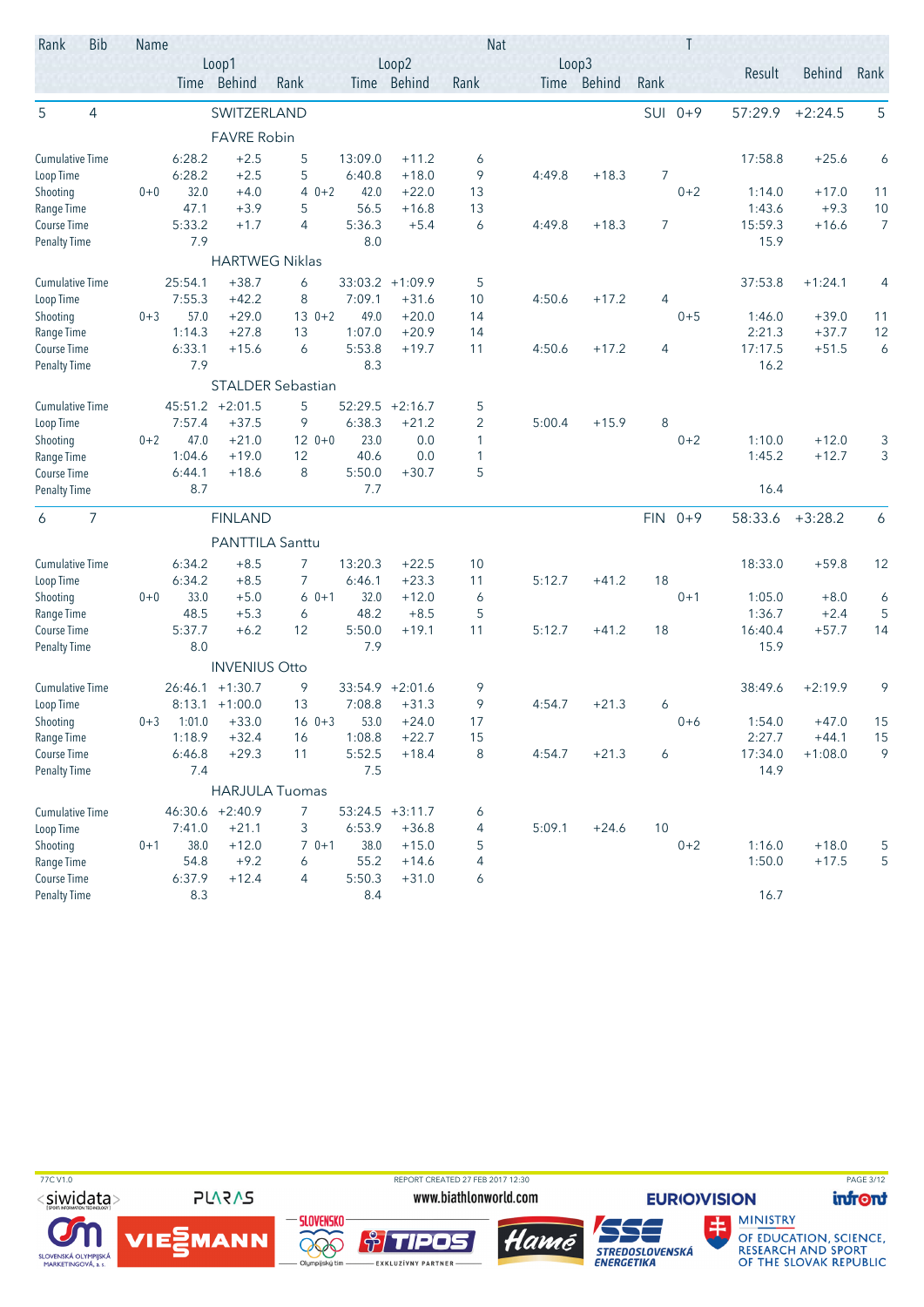| Rank | Bib | Name | | | | | | | Nat | | | | T | | | |
|---|---|---|---|---|---|---|---|---|---|---|---|---|---|---|---|---|
| | | Loop1 | | | Loop2 | | | | Loop3 | | | | | Result | Behind | Rank |
| | | | Time | Behind | Rank | | Time | Behind | Rank | Time | Behind | Rank | | | | |
| 5 | 4 | SWITZERLAND | | | | | | | | | | SUI | 0+9 | 57:29.9 | +2:24.5 | 5 |
| | | FAVRE Robin | | | | | | | | | | | | | | |
| Cumulative Time | | | 6:28.2 | +2.5 | 5 | | 13:09.0 | +11.2 | 6 | | | | | 17:58.8 | +25.6 | 6 |
| Loop Time | | | 6:28.2 | +2.5 | 5 | | 6:40.8 | +18.0 | 9 | 4:49.8 | +18.3 | 7 | | | | |
| Shooting | | 0+0 | 32.0 | +4.0 | 4 | 0+2 | 42.0 | +22.0 | 13 | | | | 0+2 | 1:14.0 | +17.0 | 11 |
| Range Time | | | 47.1 | +3.9 | 5 | | 56.5 | +16.8 | 13 | | | | | 1:43.6 | +9.3 | 10 |
| Course Time | | | 5:33.2 | +1.7 | 4 | | 5:36.3 | +5.4 | 6 | 4:49.8 | +18.3 | 7 | | 15:59.3 | +16.6 | 7 |
| Penalty Time | | | 7.9 | | | | 8.0 | | | | | | | 15.9 | | |
| | | HARTWEG Niklas | | | | | | | | | | | | | | |
| Cumulative Time | | | 25:54.1 | +38.7 | 6 | | 33:03.2 | +1:09.9 | 5 | | | | | 37:53.8 | +1:24.1 | 4 |
| Loop Time | | | 7:55.3 | +42.2 | 8 | | 7:09.1 | +31.6 | 10 | 4:50.6 | +17.2 | 4 | | | | |
| Shooting | | 0+3 | 57.0 | +29.0 | 13 | 0+2 | 49.0 | +20.0 | 14 | | | | 0+5 | 1:46.0 | +39.0 | 11 |
| Range Time | | | 1:14.3 | +27.8 | 13 | | 1:07.0 | +20.9 | 14 | | | | | 2:21.3 | +37.7 | 12 |
| Course Time | | | 6:33.1 | +15.6 | 6 | | 5:53.8 | +19.7 | 11 | 4:50.6 | +17.2 | 4 | | 17:17.5 | +51.5 | 6 |
| Penalty Time | | | 7.9 | | | | 8.3 | | | | | | | 16.2 | | |
| | | STALDER Sebastian | | | | | | | | | | | | | | |
| Cumulative Time | | | 45:51.2 | +2:01.5 | 5 | | 52:29.5 | +2:16.7 | 5 | | | | | | | |
| Loop Time | | | 7:57.4 | +37.5 | 9 | | 6:38.3 | +21.2 | 2 | 5:00.4 | +15.9 | 8 | | | | |
| Shooting | | 0+2 | 47.0 | +21.0 | 12 | 0+0 | 23.0 | 0.0 | 1 | | | | 0+2 | 1:10.0 | +12.0 | 3 |
| Range Time | | | 1:04.6 | +19.0 | 12 | | 40.6 | 0.0 | 1 | | | | | 1:45.2 | +12.7 | 3 |
| Course Time | | | 6:44.1 | +18.6 | 8 | | 5:50.0 | +30.7 | 5 | | | | | | | |
| Penalty Time | | | 8.7 | | | | 7.7 | | | | | | | 16.4 | | |
| 6 | 7 | FINLAND | | | | | | | | | | FIN | 0+9 | 58:33.6 | +3:28.2 | 6 |
| | | PANTTILA Santtu | | | | | | | | | | | | | | |
| Cumulative Time | | | 6:34.2 | +8.5 | 7 | | 13:20.3 | +22.5 | 10 | | | | | 18:33.0 | +59.8 | 12 |
| Loop Time | | | 6:34.2 | +8.5 | 7 | | 6:46.1 | +23.3 | 11 | 5:12.7 | +41.2 | 18 | | | | |
| Shooting | | 0+0 | 33.0 | +5.0 | 6 | 0+1 | 32.0 | +12.0 | 6 | | | | 0+1 | 1:05.0 | +8.0 | 6 |
| Range Time | | | 48.5 | +5.3 | 6 | | 48.2 | +8.5 | 5 | | | | | 1:36.7 | +2.4 | 5 |
| Course Time | | | 5:37.7 | +6.2 | 12 | | 5:50.0 | +19.1 | 11 | 5:12.7 | +41.2 | 18 | | 16:40.4 | +57.7 | 14 |
| Penalty Time | | | 8.0 | | | | 7.9 | | | | | | | 15.9 | | |
| | | INVENIUS Otto | | | | | | | | | | | | | | |
| Cumulative Time | | | 26:46.1 | +1:30.7 | 9 | | 33:54.9 | +2:01.6 | 9 | | | | | 38:49.6 | +2:19.9 | 9 |
| Loop Time | | | 8:13.1 | +1:00.0 | 13 | | 7:08.8 | +31.3 | 9 | 4:54.7 | +21.3 | 6 | | | | |
| Shooting | | 0+3 | 1:01.0 | +33.0 | 16 | 0+3 | 53.0 | +24.0 | 17 | | | | 0+6 | 1:54.0 | +47.0 | 15 |
| Range Time | | | 1:18.9 | +32.4 | 16 | | 1:08.8 | +22.7 | 15 | | | | | 2:27.7 | +44.1 | 15 |
| Course Time | | | 6:46.8 | +29.3 | 11 | | 5:52.5 | +18.4 | 8 | 4:54.7 | +21.3 | 6 | | 17:34.0 | +1:08.0 | 9 |
| Penalty Time | | | 7.4 | | | | 7.5 | | | | | | | 14.9 | | |
| | | HARJULA Tuomas | | | | | | | | | | | | | | |
| Cumulative Time | | | 46:30.6 | +2:40.9 | 7 | | 53:24.5 | +3:11.7 | 6 | | | | | | | |
| Loop Time | | | 7:41.0 | +21.1 | 3 | | 6:53.9 | +36.8 | 4 | 5:09.1 | +24.6 | 10 | | | | |
| Shooting | | 0+1 | 38.0 | +12.0 | 7 | 0+1 | 38.0 | +15.0 | 5 | | | | 0+2 | 1:16.0 | +18.0 | 5 |
| Range Time | | | 54.8 | +9.2 | 6 | | 55.2 | +14.6 | 4 | | | | | 1:50.0 | +17.5 | 5 |
| Course Time | | | 6:37.9 | +12.4 | 4 | | 5:50.3 | +31.0 | 6 | | | | | | | |
| Penalty Time | | | 8.3 | | | | 8.4 | | | | | | | 16.7 | | |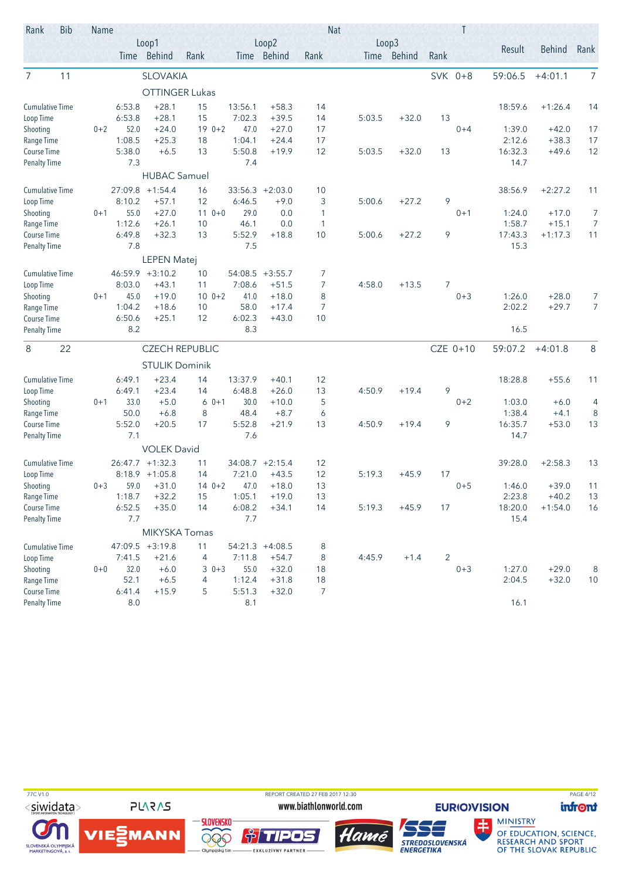| Rank | Bib | Name | | | | | | | Nat | | | | T | Result | Behind | Rank |
|---|---|---|---|---|---|---|---|---|---|---|---|---|---|---|---|---|
| | | | Loop1 | | | | Loop2 | | | Loop3 | | | | | | |
| | | | Time | Behind | Rank | | Time | Behind | Rank | Time | Behind | Rank | | | | |
| 7 | 11 | SLOVAKIA | | | | | | | | | | | SVK 0+8 | 59:06.5 | +4:01.1 | 7 |
| | | OTTINGER Lukas | | | | | | | | | | | | | | |
| Cumulative Time | | | 6:53.8 | +28.1 | 15 | | 13:56.1 | +58.3 | 14 | | | | | 18:59.6 | +1:26.4 | 14 |
| Loop Time | | | 6:53.8 | +28.1 | 15 | | 7:02.3 | +39.5 | 14 | 5:03.5 | +32.0 | 13 | | | | |
| Shooting | | 0+2 | 52.0 | +24.0 | 19 | 0+2 | 47.0 | +27.0 | 17 | | | | 0+4 | 1:39.0 | +42.0 | 17 |
| Range Time | | | 1:08.5 | +25.3 | 18 | | 1:04.1 | +24.4 | 17 | | | | | 2:12.6 | +38.3 | 17 |
| Course Time | | | 5:38.0 | +6.5 | 13 | | 5:50.8 | +19.9 | 12 | 5:03.5 | +32.0 | 13 | | 16:32.3 | +49.6 | 12 |
| Penalty Time | | | 7.3 | | | | 7.4 | | | | | | | 14.7 | | |
| | | HUBAC Samuel | | | | | | | | | | | | | | |
| Cumulative Time | | | 27:09.8 | +1:54.4 | 16 | | 33:56.3 | +2:03.0 | 10 | | | | | 38:56.9 | +2:27.2 | 11 |
| Loop Time | | | 8:10.2 | +57.1 | 12 | | 6:46.5 | +9.0 | 3 | 5:00.6 | +27.2 | 9 | | | | |
| Shooting | | 0+1 | 55.0 | +27.0 | 11 | 0+0 | 29.0 | 0.0 | 1 | | | | 0+1 | 1:24.0 | +17.0 | 7 |
| Range Time | | | 1:12.6 | +26.1 | 10 | | 46.1 | 0.0 | 1 | | | | | 1:58.7 | +15.1 | 7 |
| Course Time | | | 6:49.8 | +32.3 | 13 | | 5:52.9 | +18.8 | 10 | 5:00.6 | +27.2 | 9 | | 17:43.3 | +1:17.3 | 11 |
| Penalty Time | | | 7.8 | | | | 7.5 | | | | | | | 15.3 | | |
| | | LEPEN Matej | | | | | | | | | | | | | | |
| Cumulative Time | | | 46:59.9 | +3:10.2 | 10 | | 54:08.5 | +3:55.7 | 7 | | | | | | | |
| Loop Time | | | 8:03.0 | +43.1 | 11 | | 7:08.6 | +51.5 | 7 | 4:58.0 | +13.5 | 7 | | | | |
| Shooting | | 0+1 | 45.0 | +19.0 | 10 | 0+2 | 41.0 | +18.0 | 8 | | | | 0+3 | 1:26.0 | +28.0 | 7 |
| Range Time | | | 1:04.2 | +18.6 | 10 | | 58.0 | +17.4 | 7 | | | | | 2:02.2 | +29.7 | 7 |
| Course Time | | | 6:50.6 | +25.1 | 12 | | 6:02.3 | +43.0 | 10 | | | | | | | |
| Penalty Time | | | 8.2 | | | | 8.3 | | | | | | | 16.5 | | |
| 8 | 22 | CZECH REPUBLIC | | | | | | | | | | | CZE 0+10 | 59:07.2 | +4:01.8 | 8 |
| | | STULIK Dominik | | | | | | | | | | | | | | |
| Cumulative Time | | | 6:49.1 | +23.4 | 14 | | 13:37.9 | +40.1 | 12 | | | | | 18:28.8 | +55.6 | 11 |
| Loop Time | | | 6:49.1 | +23.4 | 14 | | 6:48.8 | +26.0 | 13 | 4:50.9 | +19.4 | 9 | | | | |
| Shooting | | 0+1 | 33.0 | +5.0 | 6 | 0+1 | 30.0 | +10.0 | 5 | | | | 0+2 | 1:03.0 | +6.0 | 4 |
| Range Time | | | 50.0 | +6.8 | 8 | | 48.4 | +8.7 | 6 | | | | | 1:38.4 | +4.1 | 8 |
| Course Time | | | 5:52.0 | +20.5 | 17 | | 5:52.8 | +21.9 | 13 | 4:50.9 | +19.4 | 9 | | 16:35.7 | +53.0 | 13 |
| Penalty Time | | | 7.1 | | | | 7.6 | | | | | | | 14.7 | | |
| | | VOLEK David | | | | | | | | | | | | | | |
| Cumulative Time | | | 26:47.7 | +1:32.3 | 11 | | 34:08.7 | +2:15.4 | 12 | | | | | 39:28.0 | +2:58.3 | 13 |
| Loop Time | | | 8:18.9 | +1:05.8 | 14 | | 7:21.0 | +43.5 | 12 | 5:19.3 | +45.9 | 17 | | | | |
| Shooting | | 0+3 | 59.0 | +31.0 | 14 | 0+2 | 47.0 | +18.0 | 13 | | | | 0+5 | 1:46.0 | +39.0 | 11 |
| Range Time | | | 1:18.7 | +32.2 | 15 | | 1:05.1 | +19.0 | 13 | | | | | 2:23.8 | +40.2 | 13 |
| Course Time | | | 6:52.5 | +35.0 | 14 | | 6:08.2 | +34.1 | 14 | 5:19.3 | +45.9 | 17 | | 18:20.0 | +1:54.0 | 16 |
| Penalty Time | | | 7.7 | | | | 7.7 | | | | | | | 15.4 | | |
| | | MIKYSKA Tomas | | | | | | | | | | | | | | |
| Cumulative Time | | | 47:09.5 | +3:19.8 | 11 | | 54:21.3 | +4:08.5 | 8 | | | | | | | |
| Loop Time | | | 7:41.5 | +21.6 | 4 | | 7:11.8 | +54.7 | 8 | 4:45.9 | +1.4 | 2 | | | | |
| Shooting | | 0+0 | 32.0 | +6.0 | 3 | 0+3 | 55.0 | +32.0 | 18 | | | | 0+3 | 1:27.0 | +29.0 | 8 |
| Range Time | | | 52.1 | +6.5 | 4 | | 1:12.4 | +31.8 | 18 | | | | | 2:04.5 | +32.0 | 10 |
| Course Time | | | 6:41.4 | +15.9 | 5 | | 5:51.3 | +32.0 | 7 | | | | | | | |
| Penalty Time | | | 8.0 | | | | 8.1 | | | | | | | 16.1 | | |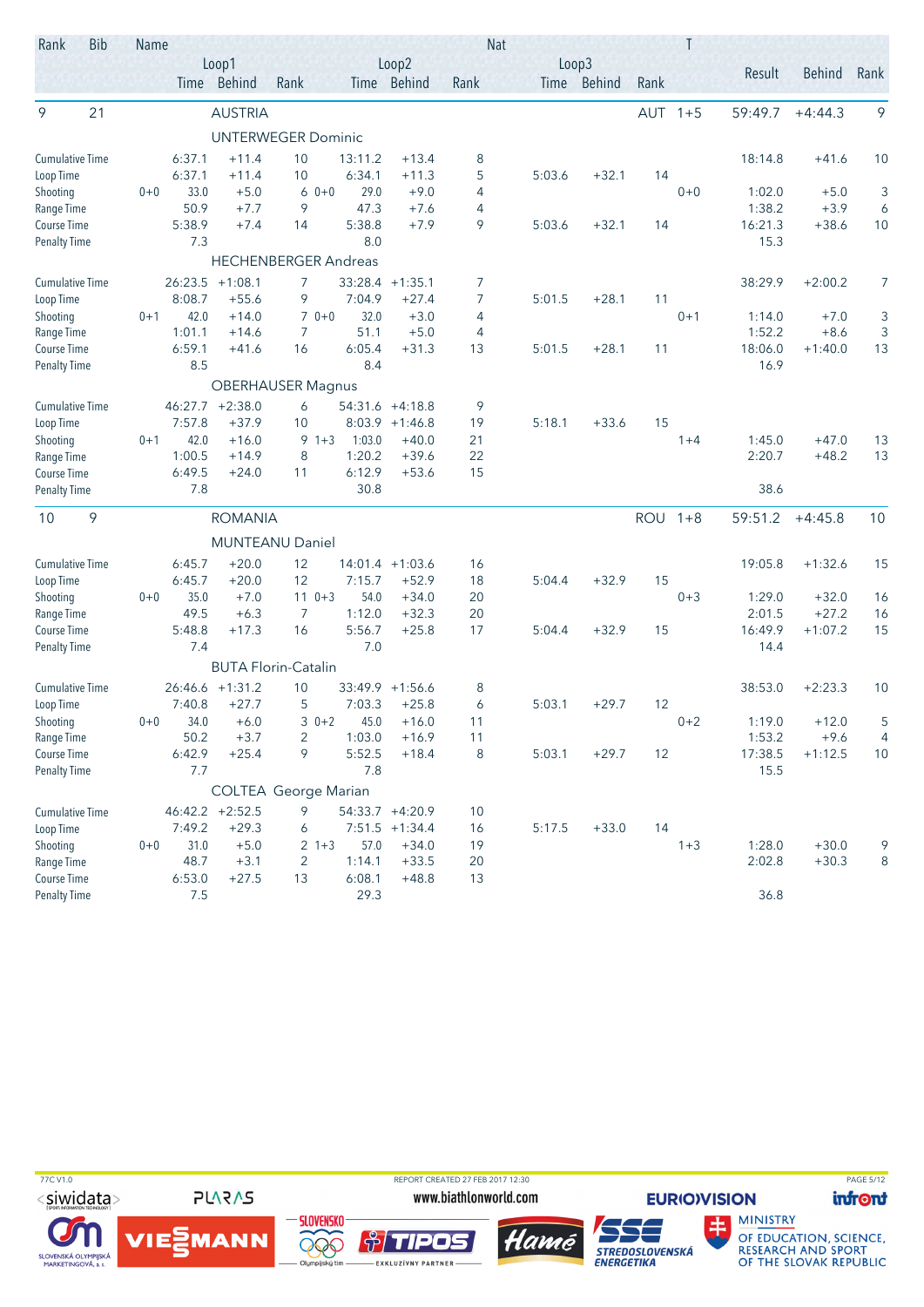| Rank | Bib | Name | | | | | | | | Nat | | | T | | | |
|---|---|---|---|---|---|---|---|---|---|---|---|---|---|---|---|---|
| | | | Loop1 | | | Loop2 | | | Loop3 | | | | | Result | Behind | Rank |
| | | | Time | Behind | Rank | | Time | Behind | Rank | Time | Behind | Rank | | | | |
| 9 | 21 | AUSTRIA | | | | | | | | | | | AUT 1+5 | 59:49.7 | +4:44.3 | 9 |
| | | UNTERWEGER Dominic | | | | | | | | | | | | | | |
| Cumulative Time | | | 6:37.1 | +11.4 | 10 | | 13:11.2 | +13.4 | 8 | | | | | 18:14.8 | +41.6 | 10 |
| Loop Time | | | 6:37.1 | +11.4 | 10 | | 6:34.1 | +11.3 | 5 | 5:03.6 | +32.1 | 14 | | | | |
| Shooting | | 0+0 | 33.0 | +5.0 | 6 | 0+0 | 29.0 | +9.0 | 4 | | | | 0+0 | 1:02.0 | +5.0 | 3 |
| Range Time | | | 50.9 | +7.7 | 9 | | 47.3 | +7.6 | 4 | | | | | 1:38.2 | +3.9 | 6 |
| Course Time | | | 5:38.9 | +7.4 | 14 | | 5:38.8 | +7.9 | 9 | 5:03.6 | +32.1 | 14 | | 16:21.3 | +38.6 | 10 |
| Penalty Time | | | 7.3 | | | | 8.0 | | | | | | | 15.3 | | |
| | | HECHENBERGER Andreas | | | | | | | | | | | | | | |
| Cumulative Time | | | 26:23.5 | +1:08.1 | 7 | | 33:28.4 | +1:35.1 | 7 | | | | | 38:29.9 | +2:00.2 | 7 |
| Loop Time | | | 8:08.7 | +55.6 | 9 | | 7:04.9 | +27.4 | 7 | 5:01.5 | +28.1 | 11 | | | | |
| Shooting | | 0+1 | 42.0 | +14.0 | 7 | 0+0 | 32.0 | +3.0 | 4 | | | | 0+1 | 1:14.0 | +7.0 | 3 |
| Range Time | | | 1:01.1 | +14.6 | 7 | | 51.1 | +5.0 | 4 | | | | | 1:52.2 | +8.6 | 3 |
| Course Time | | | 6:59.1 | +41.6 | 16 | | 6:05.4 | +31.3 | 13 | 5:01.5 | +28.1 | 11 | | 18:06.0 | +1:40.0 | 13 |
| Penalty Time | | | 8.5 | | | | 8.4 | | | | | | | 16.9 | | |
| | | OBERHAUSER Magnus | | | | | | | | | | | | | | |
| Cumulative Time | | | 46:27.7 | +2:38.0 | 6 | | 54:31.6 | +4:18.8 | 9 | | | | | | | |
| Loop Time | | | 7:57.8 | +37.9 | 10 | | 8:03.9 | +1:46.8 | 19 | 5:18.1 | +33.6 | 15 | | | | |
| Shooting | | 0+1 | 42.0 | +16.0 | 9 | 1+3 | 1:03.0 | +40.0 | 21 | | | | 1+4 | 1:45.0 | +47.0 | 13 |
| Range Time | | | 1:00.5 | +14.9 | 8 | | 1:20.2 | +39.6 | 22 | | | | | 2:20.7 | +48.2 | 13 |
| Course Time | | | 6:49.5 | +24.0 | 11 | | 6:12.9 | +53.6 | 15 | | | | | | | |
| Penalty Time | | | 7.8 | | | | 30.8 | | | | | | | 38.6 | | |
| 10 | 9 | ROMANIA | | | | | | | | | | | ROU 1+8 | 59:51.2 | +4:45.8 | 10 |
| | | MUNTEANU Daniel | | | | | | | | | | | | | | |
| Cumulative Time | | | 6:45.7 | +20.0 | 12 | | 14:01.4 | +1:03.6 | 16 | | | | | 19:05.8 | +1:32.6 | 15 |
| Loop Time | | | 6:45.7 | +20.0 | 12 | | 7:15.7 | +52.9 | 18 | 5:04.4 | +32.9 | 15 | | | | |
| Shooting | | 0+0 | 35.0 | +7.0 | 11 | 0+3 | 54.0 | +34.0 | 20 | | | | 0+3 | 1:29.0 | +32.0 | 16 |
| Range Time | | | 49.5 | +6.3 | 7 | | 1:12.0 | +32.3 | 20 | | | | | 2:01.5 | +27.2 | 16 |
| Course Time | | | 5:48.8 | +17.3 | 16 | | 5:56.7 | +25.8 | 17 | 5:04.4 | +32.9 | 15 | | 16:49.9 | +1:07.2 | 15 |
| Penalty Time | | | 7.4 | | | | 7.0 | | | | | | | 14.4 | | |
| | | BUTA Florin-Catalin | | | | | | | | | | | | | | |
| Cumulative Time | | | 26:46.6 | +1:31.2 | 10 | | 33:49.9 | +1:56.6 | 8 | | | | | 38:53.0 | +2:23.3 | 10 |
| Loop Time | | | 7:40.8 | +27.7 | 5 | | 7:03.3 | +25.8 | 6 | 5:03.1 | +29.7 | 12 | | | | |
| Shooting | | 0+0 | 34.0 | +6.0 | 3 | 0+2 | 45.0 | +16.0 | 11 | | | | 0+2 | 1:19.0 | +12.0 | 5 |
| Range Time | | | 50.2 | +3.7 | 2 | | 1:03.0 | +16.9 | 11 | | | | | 1:53.2 | +9.6 | 4 |
| Course Time | | | 6:42.9 | +25.4 | 9 | | 5:52.5 | +18.4 | 8 | 5:03.1 | +29.7 | 12 | | 17:38.5 | +1:12.5 | 10 |
| Penalty Time | | | 7.7 | | | | 7.8 | | | | | | | 15.5 | | |
| | | COLTEA George Marian | | | | | | | | | | | | | | |
| Cumulative Time | | | 46:42.2 | +2:52.5 | 9 | | 54:33.7 | +4:20.9 | 10 | | | | | | | |
| Loop Time | | | 7:49.2 | +29.3 | 6 | | 7:51.5 | +1:34.4 | 16 | 5:17.5 | +33.0 | 14 | | | | |
| Shooting | | 0+0 | 31.0 | +5.0 | 2 | 1+3 | 57.0 | +34.0 | 19 | | | | 1+3 | 1:28.0 | +30.0 | 9 |
| Range Time | | | 48.7 | +3.1 | 2 | | 1:14.1 | +33.5 | 20 | | | | | 2:02.8 | +30.3 | 8 |
| Course Time | | | 6:53.0 | +27.5 | 13 | | 6:08.1 | +48.8 | 13 | | | | | | | |
| Penalty Time | | | 7.5 | | | | 29.3 | | | | | | | 36.8 | | |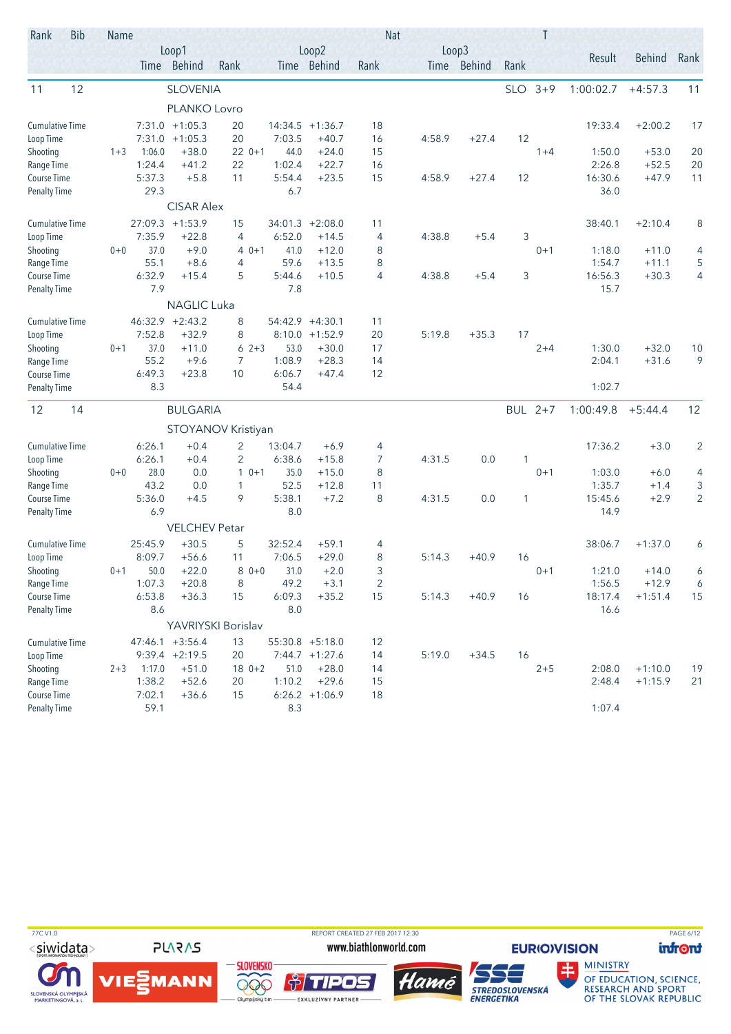| Rank | Bib | Name | | | | | | | Nat | | | | T | | | |
|---|---|---|---|---|---|---|---|---|---|---|---|---|---|---|---|---|
| | | Loop1 | | | Loop2 | | | Loop3 | | | | | | Result | Behind | Rank |
| | | Time | Behind | Rank | Time | Behind | Rank | Time | Behind | Rank | | | | | | |
| 11 | 12 | SLOVENIA | | | | | | | | | SLO | | 3+9 | 1:00:02.7 | +4:57.3 | 11 |
| | | PLANKO Lovro | | | | | | | | | | | | | | |
| Cumulative Time | | 7:31.0 | +1:05.3 | 20 | 14:34.5 | +1:36.7 | 18 | | | | | | | 19:33.4 | +2:00.2 | 17 |
| Loop Time | | 7:31.0 | +1:05.3 | 20 | 7:03.5 | +40.7 | 16 | 4:58.9 | +27.4 | 12 | | | | | | |
| Shooting | 1+3 | 1:06.0 | +38.0 | 22 | 0+1 44.0 | +24.0 | 15 | | | | | | 1+4 | 1:50.0 | +53.0 | 20 |
| Range Time | | 1:24.4 | +41.2 | 22 | 1:02.4 | +22.7 | 16 | | | | | | | 2:26.8 | +52.5 | 20 |
| Course Time | | 5:37.3 | +5.8 | 11 | 5:54.4 | +23.5 | 15 | 4:58.9 | +27.4 | 12 | | | | 16:30.6 | +47.9 | 11 |
| Penalty Time | | 29.3 | | | 6.7 | | | | | | | | | 36.0 | | |
| | | CISAR Alex | | | | | | | | | | | | | | |
| Cumulative Time | | 27:09.3 | +1:53.9 | 15 | 34:01.3 | +2:08.0 | 11 | | | | | | | 38:40.1 | +2:10.4 | 8 |
| Loop Time | | 7:35.9 | +22.8 | 4 | 6:52.0 | +14.5 | 4 | 4:38.8 | +5.4 | 3 | | | | | | |
| Shooting | 0+0 | 37.0 | +9.0 | 4 | 0+1 41.0 | +12.0 | 8 | | | | | | 0+1 | 1:18.0 | +11.0 | 4 |
| Range Time | | 55.1 | +8.6 | 4 | 59.6 | +13.5 | 8 | | | | | | | 1:54.7 | +11.1 | 5 |
| Course Time | | 6:32.9 | +15.4 | 5 | 5:44.6 | +10.5 | 4 | 4:38.8 | +5.4 | 3 | | | | 16:56.3 | +30.3 | 4 |
| Penalty Time | | 7.9 | | | 7.8 | | | | | | | | | 15.7 | | |
| | | NAGLIC Luka | | | | | | | | | | | | | | |
| Cumulative Time | | 46:32.9 | +2:43.2 | 8 | 54:42.9 | +4:30.1 | 11 | | | | | | | | | |
| Loop Time | | 7:52.8 | +32.9 | 8 | 8:10.0 | +1:52.9 | 20 | 5:19.8 | +35.3 | 17 | | | | | | |
| Shooting | 0+1 | 37.0 | +11.0 | 6 | 2+3 53.0 | +30.0 | 17 | | | | | | 2+4 | 1:30.0 | +32.0 | 10 |
| Range Time | | 55.2 | +9.6 | 7 | 1:08.9 | +28.3 | 14 | | | | | | | 2:04.1 | +31.6 | 9 |
| Course Time | | 6:49.3 | +23.8 | 10 | 6:06.7 | +47.4 | 12 | | | | | | | | | |
| Penalty Time | | 8.3 | | | 54.4 | | | | | | | | | 1:02.7 | | |
| 12 | 14 | BULGARIA | | | | | | | | | BUL | | 2+7 | 1:00:49.8 | +5:44.4 | 12 |
| | | STOYANOV Kristiyan | | | | | | | | | | | | | | |
| Cumulative Time | | 6:26.1 | +0.4 | 2 | 13:04.7 | +6.9 | 4 | | | | | | | 17:36.2 | +3.0 | 2 |
| Loop Time | | 6:26.1 | +0.4 | 2 | 6:38.6 | +15.8 | 7 | 4:31.5 | 0.0 | 1 | | | | | | |
| Shooting | 0+0 | 28.0 | 0.0 | 1 | 0+1 35.0 | +15.0 | 8 | | | | | | 0+1 | 1:03.0 | +6.0 | 4 |
| Range Time | | 43.2 | 0.0 | 1 | 52.5 | +12.8 | 11 | | | | | | | 1:35.7 | +1.4 | 3 |
| Course Time | | 5:36.0 | +4.5 | 9 | 5:38.1 | +7.2 | 8 | 4:31.5 | 0.0 | 1 | | | | 15:45.6 | +2.9 | 2 |
| Penalty Time | | 6.9 | | | 8.0 | | | | | | | | | 14.9 | | |
| | | VELCHEV Petar | | | | | | | | | | | | | | |
| Cumulative Time | | 25:45.9 | +30.5 | 5 | 32:52.4 | +59.1 | 4 | | | | | | | 38:06.7 | +1:37.0 | 6 |
| Loop Time | | 8:09.7 | +56.6 | 11 | 7:06.5 | +29.0 | 8 | 5:14.3 | +40.9 | 16 | | | | | | |
| Shooting | 0+1 | 50.0 | +22.0 | 8 | 0+0 31.0 | +2.0 | 3 | | | | | | 0+1 | 1:21.0 | +14.0 | 6 |
| Range Time | | 1:07.3 | +20.8 | 8 | 49.2 | +3.1 | 2 | | | | | | | 1:56.5 | +12.9 | 6 |
| Course Time | | 6:53.8 | +36.3 | 15 | 6:09.3 | +35.2 | 15 | 5:14.3 | +40.9 | 16 | | | | 18:17.4 | +1:51.4 | 15 |
| Penalty Time | | 8.6 | | | 8.0 | | | | | | | | | 16.6 | | |
| | | YAVRIYSKI Borislav | | | | | | | | | | | | | | |
| Cumulative Time | | 47:46.1 | +3:56.4 | 13 | 55:30.8 | +5:18.0 | 12 | | | | | | | | | |
| Loop Time | | 9:39.4 | +2:19.5 | 20 | 7:44.7 | +1:27.6 | 14 | 5:19.0 | +34.5 | 16 | | | | | | |
| Shooting | 2+3 | 1:17.0 | +51.0 | 18 | 0+2 51.0 | +28.0 | 14 | | | | | | 2+5 | 2:08.0 | +1:10.0 | 19 |
| Range Time | | 1:38.2 | +52.6 | 20 | 1:10.2 | +29.6 | 15 | | | | | | | 2:48.4 | +1:15.9 | 21 |
| Course Time | | 7:02.1 | +36.6 | 15 | 6:26.2 | +1:06.9 | 18 | | | | | | | | | |
| Penalty Time | | 59.1 | | | 8.3 | | | | | | | | | 1:07.4 | | |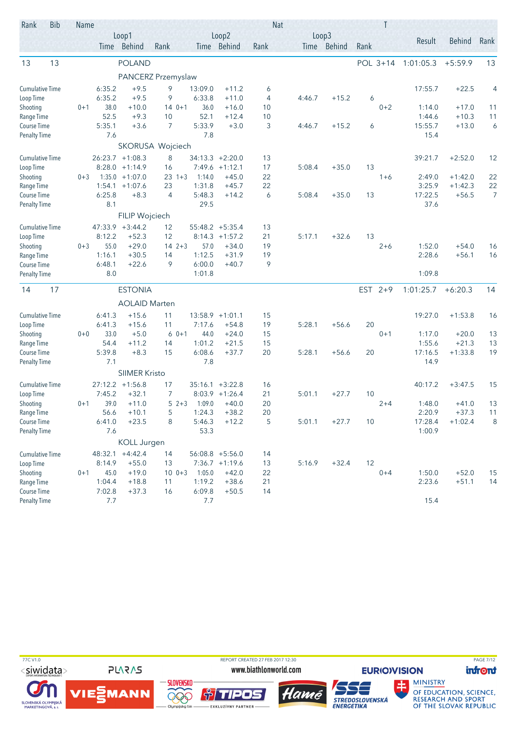| Rank | Bib | Name | | | | | | | Nat | | | | T | | | |
|---|---|---|---|---|---|---|---|---|---|---|---|---|---|---|---|---|
| | | | Loop1 | | | Loop2 | | | Loop3 | | | | Result | Behind | Rank |
| | | | Time | Behind | Rank | | Time | Behind | Rank | Time | Behind | Rank | | | | |
| 13 | 13 | POLAND | | | | | | | | | | POL | 3+14 | 1:01:05.3 | +5:59.9 | 13 |
| | | PANCERZ Przemyslaw | | | | | | | | | | | | | | |
| Cumulative Time | | | 6:35.2 | +9.5 | 9 | | 13:09.0 | +11.2 | 6 | | | | | 17:55.7 | +22.5 | 4 |
| Loop Time | | | 6:35.2 | +9.5 | 9 | | 6:33.8 | +11.0 | 4 | 4:46.7 | +15.2 | 6 | | | | |
| Shooting | 0+1 | | 38.0 | +10.0 | 14 | 0+1 | 36.0 | +16.0 | 10 | | | | 0+2 | 1:14.0 | +17.0 | 11 |
| Range Time | | | 52.5 | +9.3 | 10 | | 52.1 | +12.4 | 10 | | | | | 1:44.6 | +10.3 | 11 |
| Course Time | | | 5:35.1 | +3.6 | 7 | | 5:33.9 | +3.0 | 3 | 4:46.7 | +15.2 | 6 | | 15:55.7 | +13.0 | 6 |
| Penalty Time | | | 7.6 | | | | 7.8 | | | | | | | 15.4 | | |
| | | SKORUSA Wojciech | | | | | | | | | | | | | | |
| Cumulative Time | | | 26:23.7 | +1:08.3 | 8 | | 34:13.3 | +2:20.0 | 13 | | | | | 39:21.7 | +2:52.0 | 12 |
| Loop Time | | | 8:28.0 | +1:14.9 | 16 | | 7:49.6 | +1:12.1 | 17 | 5:08.4 | +35.0 | 13 | | | | |
| Shooting | 0+3 | | 1:35.0 | +1:07.0 | 23 | 1+3 | 1:14.0 | +45.0 | 22 | | | | 1+6 | 2:49.0 | +1:42.0 | 22 |
| Range Time | | | 1:54.1 | +1:07.6 | 23 | | 1:31.8 | +45.7 | 22 | | | | | 3:25.9 | +1:42.3 | 22 |
| Course Time | | | 6:25.8 | +8.3 | 4 | | 5:48.3 | +14.2 | 6 | 5:08.4 | +35.0 | 13 | | 17:22.5 | +56.5 | 7 |
| Penalty Time | | | 8.1 | | | | 29.5 | | | | | | | 37.6 | | |
| | | FILIP Wojciech | | | | | | | | | | | | | | |
| Cumulative Time | | | 47:33.9 | +3:44.2 | 12 | | 55:48.2 | +5:35.4 | 13 | | | | | | | |
| Loop Time | | | 8:12.2 | +52.3 | 12 | | 8:14.3 | +1:57.2 | 21 | 5:17.1 | +32.6 | 13 | | | | |
| Shooting | 0+3 | | 55.0 | +29.0 | 14 | 2+3 | 57.0 | +34.0 | 19 | | | | 2+6 | 1:52.0 | +54.0 | 16 |
| Range Time | | | 1:16.1 | +30.5 | 14 | | 1:12.5 | +31.9 | 19 | | | | | 2:28.6 | +56.1 | 16 |
| Course Time | | | 6:48.1 | +22.6 | 9 | | 6:00.0 | +40.7 | 9 | | | | | | | |
| Penalty Time | | | 8.0 | | | | 1:01.8 | | | | | | | 1:09.8 | | |
| 14 | 17 | ESTONIA | | | | | | | | | | EST | 2+9 | 1:01:25.7 | +6:20.3 | 14 |
| | | AOLAID Marten | | | | | | | | | | | | | | |
| Cumulative Time | | | 6:41.3 | +15.6 | 11 | | 13:58.9 | +1:01.1 | 15 | | | | | 19:27.0 | +1:53.8 | 16 |
| Loop Time | | | 6:41.3 | +15.6 | 11 | | 7:17.6 | +54.8 | 19 | 5:28.1 | +56.6 | 20 | | | | |
| Shooting | 0+0 | | 33.0 | +5.0 | 6 | 0+1 | 44.0 | +24.0 | 15 | | | | 0+1 | 1:17.0 | +20.0 | 13 |
| Range Time | | | 54.4 | +11.2 | 14 | | 1:01.2 | +21.5 | 15 | | | | | 1:55.6 | +21.3 | 13 |
| Course Time | | | 5:39.8 | +8.3 | 15 | | 6:08.6 | +37.7 | 20 | 5:28.1 | +56.6 | 20 | | 17:16.5 | +1:33.8 | 19 |
| Penalty Time | | | 7.1 | | | | 7.8 | | | | | | | 14.9 | | |
| | | SIIMER Kristo | | | | | | | | | | | | | | |
| Cumulative Time | | | 27:12.2 | +1:56.8 | 17 | | 35:16.1 | +3:22.8 | 16 | | | | | 40:17.2 | +3:47.5 | 15 |
| Loop Time | | | 7:45.2 | +32.1 | 7 | | 8:03.9 | +1:26.4 | 21 | 5:01.1 | +27.7 | 10 | | | | |
| Shooting | 0+1 | | 39.0 | +11.0 | 5 | 2+3 | 1:09.0 | +40.0 | 20 | | | | 2+4 | 1:48.0 | +41.0 | 13 |
| Range Time | | | 56.6 | +10.1 | 5 | | 1:24.3 | +38.2 | 20 | | | | | 2:20.9 | +37.3 | 11 |
| Course Time | | | 6:41.0 | +23.5 | 8 | | 5:46.3 | +12.2 | 5 | 5:01.1 | +27.7 | 10 | | 17:28.4 | +1:02.4 | 8 |
| Penalty Time | | | 7.6 | | | | 53.3 | | | | | | | 1:00.9 | | |
| | | KOLL Jurgen | | | | | | | | | | | | | | |
| Cumulative Time | | | 48:32.1 | +4:42.4 | 14 | | 56:08.8 | +5:56.0 | 14 | | | | | | | |
| Loop Time | | | 8:14.9 | +55.0 | 13 | | 7:36.7 | +1:19.6 | 13 | 5:16.9 | +32.4 | 12 | | | | |
| Shooting | 0+1 | | 45.0 | +19.0 | 10 | 0+3 | 1:05.0 | +42.0 | 22 | | | | 0+4 | 1:50.0 | +52.0 | 15 |
| Range Time | | | 1:04.4 | +18.8 | 11 | | 1:19.2 | +38.6 | 21 | | | | | 2:23.6 | +51.1 | 14 |
| Course Time | | | 7:02.8 | +37.3 | 16 | | 6:09.8 | +50.5 | 14 | | | | | | | |
| Penalty Time | | | 7.7 | | | | 7.7 | | | | | | | 15.4 | | |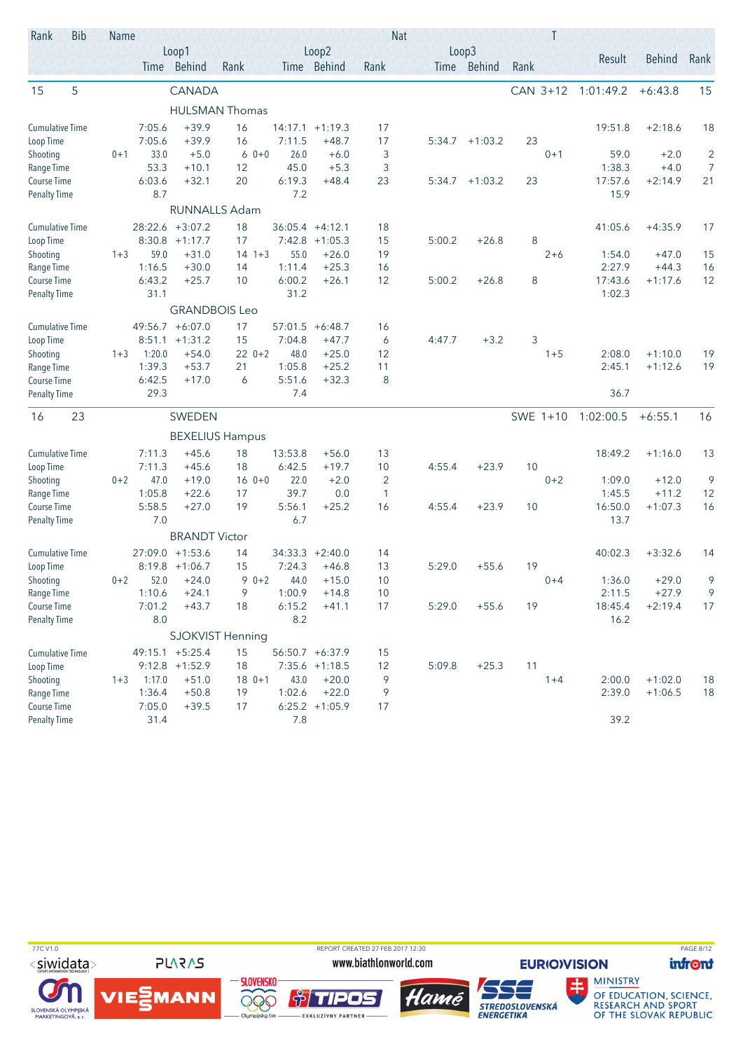| Rank | Bib | Name | | | | | | Nat | | | | | T | Result | Behind | Rank |
|---|---|---|---|---|---|---|---|---|---|---|---|---|---|---|---|---|
| | | Loop1 | | | Loop2 | | | | Loop3 | | | | | | | |
| | | Time | Behind | Rank | Time | Behind | Rank | | Time | Behind | Rank | | | | | |
| 15 | 5 | CANADA | | | | | | | | | | CAN | 3+12 | 1:01:49.2 | +6:43.8 | 15 |
| | | HULSMAN Thomas | | | | | | | | | | | | | | |
| Cumulative Time | | 7:05.6 | +39.9 | 16 | 14:17.1 | +1:19.3 | 17 | | | | | | | 19:51.8 | +2:18.6 | 18 |
| Loop Time | | 7:05.6 | +39.9 | 16 | 7:11.5 | +48.7 | 17 | | 5:34.7 | +1:03.2 | 23 | | | | | |
| Shooting | 0+1 | 33.0 | +5.0 | 6 | 0+0 26.0 | +6.0 | 3 | | | | | | 0+1 | 59.0 | +2.0 | 2 |
| Range Time | | 53.3 | +10.1 | 12 | 45.0 | +5.3 | 3 | | | | | | | 1:38.3 | +4.0 | 7 |
| Course Time | | 6:03.6 | +32.1 | 20 | 6:19.3 | +48.4 | 23 | | 5:34.7 | +1:03.2 | 23 | | | 17:57.6 | +2:14.9 | 21 |
| Penalty Time | | 8.7 | | | 7.2 | | | | | | | | | 15.9 | | |
| | | RUNNALLS Adam | | | | | | | | | | | | | | |
| Cumulative Time | | 28:22.6 | +3:07.2 | 18 | 36:05.4 | +4:12.1 | 18 | | | | | | | 41:05.6 | +4:35.9 | 17 |
| Loop Time | | 8:30.8 | +1:17.7 | 17 | 7:42.8 | +1:05.3 | 15 | | 5:00.2 | +26.8 | 8 | | | | | |
| Shooting | 1+3 | 59.0 | +31.0 | 14 | 1+3 55.0 | +26.0 | 19 | | | | | | 2+6 | 1:54.0 | +47.0 | 15 |
| Range Time | | 1:16.5 | +30.0 | 14 | 1:11.4 | +25.3 | 16 | | | | | | | 2:27.9 | +44.3 | 16 |
| Course Time | | 6:43.2 | +25.7 | 10 | 6:00.2 | +26.1 | 12 | | 5:00.2 | +26.8 | 8 | | | 17:43.6 | +1:17.6 | 12 |
| Penalty Time | | 31.1 | | | 31.2 | | | | | | | | | 1:02.3 | | |
| | | GRANDBOIS Leo | | | | | | | | | | | | | | |
| Cumulative Time | | 49:56.7 | +6:07.0 | 17 | 57:01.5 | +6:48.7 | 16 | | | | | | | | | |
| Loop Time | | 8:51.1 | +1:31.2 | 15 | 7:04.8 | +47.7 | 6 | | 4:47.7 | +3.2 | 3 | | | | | |
| Shooting | 1+3 | 1:20.0 | +54.0 | 22 | 0+2 48.0 | +25.0 | 12 | | | | | | 1+5 | 2:08.0 | +1:10.0 | 19 |
| Range Time | | 1:39.3 | +53.7 | 21 | 1:05.8 | +25.2 | 11 | | | | | | | 2:45.1 | +1:12.6 | 19 |
| Course Time | | 6:42.5 | +17.0 | 6 | 5:51.6 | +32.3 | 8 | | | | | | | | | |
| Penalty Time | | 29.3 | | | 7.4 | | | | | | | | | 36.7 | | |
| 16 | 23 | SWEDEN | | | | | | | | | | SWE | 1+10 | 1:02:00.5 | +6:55.1 | 16 |
| | | BEXELIUS Hampus | | | | | | | | | | | | | | |
| Cumulative Time | | 7:11.3 | +45.6 | 18 | 13:53.8 | +56.0 | 13 | | | | | | | 18:49.2 | +1:16.0 | 13 |
| Loop Time | | 7:11.3 | +45.6 | 18 | 6:42.5 | +19.7 | 10 | | 4:55.4 | +23.9 | 10 | | | | | |
| Shooting | 0+2 | 47.0 | +19.0 | 16 | 0+0 22.0 | +2.0 | 2 | | | | | | 0+2 | 1:09.0 | +12.0 | 9 |
| Range Time | | 1:05.8 | +22.6 | 17 | 39.7 | 0.0 | 1 | | | | | | | 1:45.5 | +11.2 | 12 |
| Course Time | | 5:58.5 | +27.0 | 19 | 5:56.1 | +25.2 | 16 | | 4:55.4 | +23.9 | 10 | | | 16:50.0 | +1:07.3 | 16 |
| Penalty Time | | 7.0 | | | 6.7 | | | | | | | | | 13.7 | | |
| | | BRANDT Victor | | | | | | | | | | | | | | |
| Cumulative Time | | 27:09.0 | +1:53.6 | 14 | 34:33.3 | +2:40.0 | 14 | | | | | | | 40:02.3 | +3:32.6 | 14 |
| Loop Time | | 8:19.8 | +1:06.7 | 15 | 7:24.3 | +46.8 | 13 | | 5:29.0 | +55.6 | 19 | | | | | |
| Shooting | 0+2 | 52.0 | +24.0 | 9 | 0+2 44.0 | +15.0 | 10 | | | | | | 0+4 | 1:36.0 | +29.0 | 9 |
| Range Time | | 1:10.6 | +24.1 | 9 | 1:00.9 | +14.8 | 10 | | | | | | | 2:11.5 | +27.9 | 9 |
| Course Time | | 7:01.2 | +43.7 | 18 | 6:15.2 | +41.1 | 17 | | 5:29.0 | +55.6 | 19 | | | 18:45.4 | +2:19.4 | 17 |
| Penalty Time | | 8.0 | | | 8.2 | | | | | | | | | 16.2 | | |
| | | SJOKVIST Henning | | | | | | | | | | | | | | |
| Cumulative Time | | 49:15.1 | +5:25.4 | 15 | 56:50.7 | +6:37.9 | 15 | | | | | | | | | |
| Loop Time | | 9:12.8 | +1:52.9 | 18 | 7:35.6 | +1:18.5 | 12 | | 5:09.8 | +25.3 | 11 | | | | | |
| Shooting | 1+3 | 1:17.0 | +51.0 | 18 | 0+1 43.0 | +20.0 | 9 | | | | | | 1+4 | 2:00.0 | +1:02.0 | 18 |
| Range Time | | 1:36.4 | +50.8 | 19 | 1:02.6 | +22.0 | 9 | | | | | | | 2:39.0 | +1:06.5 | 18 |
| Course Time | | 7:05.0 | +39.5 | 17 | 6:25.2 | +1:05.9 | 17 | | | | | | | | | |
| Penalty Time | | 31.4 | | | 7.8 | | | | | | | | | 39.2 | | |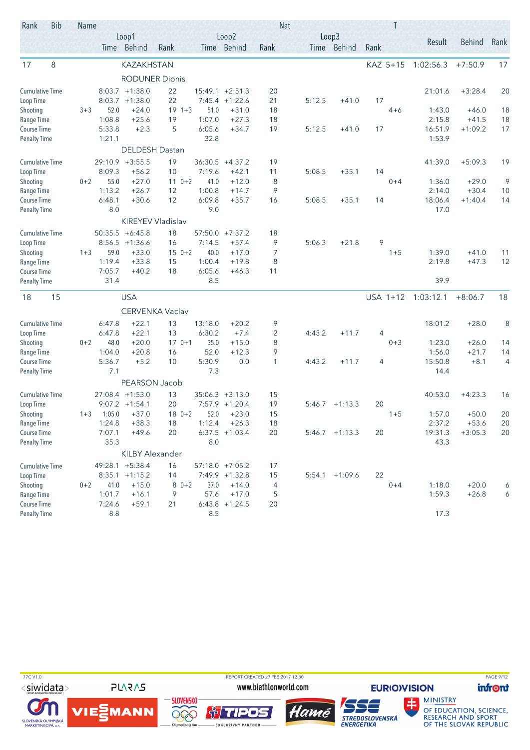| Rank | Bib | Name | | | | | | Nat | | | T | | | |
|---|---|---|---|---|---|---|---|---|---|---|---|---|---|---|
| | | Loop1 | | | Loop2 | | | Loop3 | | | | Result | Behind | Rank |
| | | Time | Behind | Rank | Time | Behind | Rank | Time | Behind | Rank | | | | |
| 17 | 8 | KAZAKHSTAN | | | | | | | | | KAZ 5+15 | 1:02:56.3 | +7:50.9 | 17 |
| | | RODUNER Dionis | | | | | | | | | | | | |
| Cumulative Time | | 8:03.7 | +1:38.0 | 22 | 15:49.1 | +2:51.3 | 20 | | | | | 21:01.6 | +3:28.4 | 20 |
| Loop Time | | 8:03.7 | +1:38.0 | 22 | 7:45.4 | +1:22.6 | 21 | 5:12.5 | +41.0 | 17 | | | | |
| Shooting | 3+3 | 52.0 | +24.0 | 19 1+3 | 51.0 | +31.0 | 18 | | | | 4+6 | 1:43.0 | +46.0 | 18 |
| Range Time | | 1:08.8 | +25.6 | 19 | 1:07.0 | +27.3 | 18 | | | | | 2:15.8 | +41.5 | 18 |
| Course Time | | 5:33.8 | +2.3 | 5 | 6:05.6 | +34.7 | 19 | 5:12.5 | +41.0 | 17 | | 16:51.9 | +1:09.2 | 17 |
| Penalty Time | | 1:21.1 | | | 32.8 | | | | | | | 1:53.9 | | |
| | | DELDESH Dastan | | | | | | | | | | | | |
| Cumulative Time | | 29:10.9 | +3:55.5 | 19 | 36:30.5 | +4:37.2 | 19 | | | | | 41:39.0 | +5:09.3 | 19 |
| Loop Time | | 8:09.3 | +56.2 | 10 | 7:19.6 | +42.1 | 11 | 5:08.5 | +35.1 | 14 | | | | |
| Shooting | 0+2 | 55.0 | +27.0 | 11 0+2 | 41.0 | +12.0 | 8 | | | | 0+4 | 1:36.0 | +29.0 | 9 |
| Range Time | | 1:13.2 | +26.7 | 12 | 1:00.8 | +14.7 | 9 | | | | | 2:14.0 | +30.4 | 10 |
| Course Time | | 6:48.1 | +30.6 | 12 | 6:09.8 | +35.7 | 16 | 5:08.5 | +35.1 | 14 | | 18:06.4 | +1:40.4 | 14 |
| Penalty Time | | 8.0 | | | 9.0 | | | | | | | 17.0 | | |
| | | KIREYEV Vladislav | | | | | | | | | | | | |
| Cumulative Time | | 50:35.5 | +6:45.8 | 18 | 57:50.0 | +7:37.2 | 18 | | | | | | | |
| Loop Time | | 8:56.5 | +1:36.6 | 16 | 7:14.5 | +57.4 | 9 | 5:06.3 | +21.8 | 9 | | | | |
| Shooting | 1+3 | 59.0 | +33.0 | 15 0+2 | 40.0 | +17.0 | 7 | | | | 1+5 | 1:39.0 | +41.0 | 11 |
| Range Time | | 1:19.4 | +33.8 | 15 | 1:00.4 | +19.8 | 8 | | | | | 2:19.8 | +47.3 | 12 |
| Course Time | | 7:05.7 | +40.2 | 18 | 6:05.6 | +46.3 | 11 | | | | | | | |
| Penalty Time | | 31.4 | | | 8.5 | | | | | | | 39.9 | | |
| 18 | 15 | USA | | | | | | | | | USA 1+12 | 1:03:12.1 | +8:06.7 | 18 |
| | | CERVENKA Vaclav | | | | | | | | | | | | |
| Cumulative Time | | 6:47.8 | +22.1 | 13 | 13:18.0 | +20.2 | 9 | | | | | 18:01.2 | +28.0 | 8 |
| Loop Time | | 6:47.8 | +22.1 | 13 | 6:30.2 | +7.4 | 2 | 4:43.2 | +11.7 | 4 | | | | |
| Shooting | 0+2 | 48.0 | +20.0 | 17 0+1 | 35.0 | +15.0 | 8 | | | | 0+3 | 1:23.0 | +26.0 | 14 |
| Range Time | | 1:04.0 | +20.8 | 16 | 52.0 | +12.3 | 9 | | | | | 1:56.0 | +21.7 | 14 |
| Course Time | | 5:36.7 | +5.2 | 10 | 5:30.9 | 0.0 | 1 | 4:43.2 | +11.7 | 4 | | 15:50.8 | +8.1 | 4 |
| Penalty Time | | 7.1 | | | 7.3 | | | | | | | 14.4 | | |
| | | PEARSON Jacob | | | | | | | | | | | | |
| Cumulative Time | | 27:08.4 | +1:53.0 | 13 | 35:06.3 | +3:13.0 | 15 | | | | | 40:53.0 | +4:23.3 | 16 |
| Loop Time | | 9:07.2 | +1:54.1 | 20 | 7:57.9 | +1:20.4 | 19 | 5:46.7 | +1:13.3 | 20 | | | | |
| Shooting | 1+3 | 1:05.0 | +37.0 | 18 0+2 | 52.0 | +23.0 | 15 | | | | 1+5 | 1:57.0 | +50.0 | 20 |
| Range Time | | 1:24.8 | +38.3 | 18 | 1:12.4 | +26.3 | 18 | | | | | 2:37.2 | +53.6 | 20 |
| Course Time | | 7:07.1 | +49.6 | 20 | 6:37.5 | +1:03.4 | 20 | 5:46.7 | +1:13.3 | 20 | | 19:31.3 | +3:05.3 | 20 |
| Penalty Time | | 35.3 | | | 8.0 | | | | | | | 43.3 | | |
| | | KILBY Alexander | | | | | | | | | | | | |
| Cumulative Time | | 49:28.1 | +5:38.4 | 16 | 57:18.0 | +7:05.2 | 17 | | | | | | | |
| Loop Time | | 8:35.1 | +1:15.2 | 14 | 7:49.9 | +1:32.8 | 15 | 5:54.1 | +1:09.6 | 22 | | | | |
| Shooting | 0+2 | 41.0 | +15.0 | 8 0+2 | 37.0 | +14.0 | 4 | | | | 0+4 | 1:18.0 | +20.0 | 6 |
| Range Time | | 1:01.7 | +16.1 | 9 | 57.6 | +17.0 | 5 | | | | | 1:59.3 | +26.8 | 6 |
| Course Time | | 7:24.6 | +59.1 | 21 | 6:43.8 | +1:24.5 | 20 | | | | | | | |
| Penalty Time | | 8.8 | | | 8.5 | | | | | | | 17.3 | | |

77C V1.0 REPORT CREATED 27 FEB 2017 12:30

www.biathlonworld.com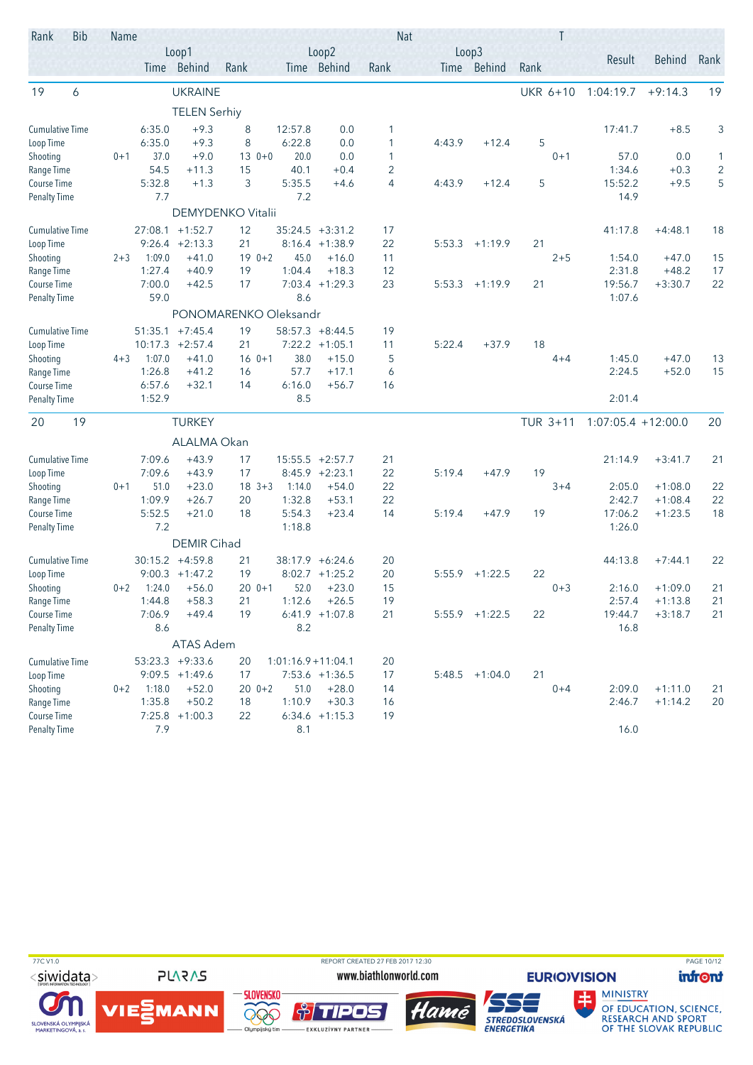| Rank | Bib | Name | | | | | | | | Nat | | | | T | | | |
|---|---|---|---|---|---|---|---|---|---|---|---|---|---|---|---|---|---|
| | | | Loop1 | | | Loop2 | | | | Loop3 | | | | | Result | Behind | Rank |
| | | | Time | Behind | Rank | Time | Behind | Rank | | Time | Behind | Rank | | | | | |
| 19 | 6 | UKRAINE | | | | | | | | | | | UKR | 6+10 | 1:04:19.7 | +9:14.3 | 19 |
| | | TELEN Serhiy | | | | | | | | | | | | | | | |
| Cumulative Time | | | 6:35.0 | +9.3 | 8 | 12:57.8 | 0.0 | 1 | | | | | | | 17:41.7 | +8.5 | 3 |
| Loop Time | | | 6:35.0 | +9.3 | 8 | 6:22.8 | 0.0 | 1 | | 4:43.9 | +12.4 | 5 | | | | | |
| Shooting | | 0+1 | 37.0 | +9.0 | 13 | 0+0 20.0 | 0.0 | 1 | | | | | | 0+1 | 57.0 | 0.0 | 1 |
| Range Time | | | 54.5 | +11.3 | 15 | 40.1 | +0.4 | 2 | | | | | | | 1:34.6 | +0.3 | 2 |
| Course Time | | | 5:32.8 | +1.3 | 3 | 5:35.5 | +4.6 | 4 | | 4:43.9 | +12.4 | 5 | | | 15:52.2 | +9.5 | 5 |
| Penalty Time | | | 7.7 | | | 7.2 | | | | | | | | | 14.9 | | |
| | | DEMYDENKO Vitalii | | | | | | | | | | | | | | | |
| Cumulative Time | | | 27:08.1 | +1:52.7 | 12 | 35:24.5 | +3:31.2 | 17 | | | | | | | 41:17.8 | +4:48.1 | 18 |
| Loop Time | | | 9:26.4 | +2:13.3 | 21 | 8:16.4 | +1:38.9 | 22 | | 5:53.3 | +1:19.9 | 21 | | | | | |
| Shooting | | 2+3 | 1:09.0 | +41.0 | 19 | 0+2 45.0 | +16.0 | 11 | | | | | | 2+5 | 1:54.0 | +47.0 | 15 |
| Range Time | | | 1:27.4 | +40.9 | 19 | 1:04.4 | +18.3 | 12 | | | | | | | 2:31.8 | +48.2 | 17 |
| Course Time | | | 7:00.0 | +42.5 | 17 | 7:03.4 | +1:29.3 | 23 | | 5:53.3 | +1:19.9 | 21 | | | 19:56.7 | +3:30.7 | 22 |
| Penalty Time | | | 59.0 | | | 8.6 | | | | | | | | | 1:07.6 | | |
| | | PONOMARENKO Oleksandr | | | | | | | | | | | | | | | |
| Cumulative Time | | | 51:35.1 | +7:45.4 | 19 | 58:57.3 | +8:44.5 | 19 | | | | | | | | | |
| Loop Time | | | 10:17.3 | +2:57.4 | 21 | 7:22.2 | +1:05.1 | 11 | | 5:22.4 | +37.9 | 18 | | | | | |
| Shooting | | 4+3 | 1:07.0 | +41.0 | 16 | 0+1 38.0 | +15.0 | 5 | | | | | | 4+4 | 1:45.0 | +47.0 | 13 |
| Range Time | | | 1:26.8 | +41.2 | 16 | 57.7 | +17.1 | 6 | | | | | | | 2:24.5 | +52.0 | 15 |
| Course Time | | | 6:57.6 | +32.1 | 14 | 6:16.0 | +56.7 | 16 | | | | | | | | | |
| Penalty Time | | | 1:52.9 | | | 8.5 | | | | | | | | | 2:01.4 | | |
| 20 | 19 | TURKEY | | | | | | | | | | | TUR | 3+11 | 1:07:05.4 | +12:00.0 | 20 |
| | | ALALMA Okan | | | | | | | | | | | | | | | |
| Cumulative Time | | | 7:09.6 | +43.9 | 17 | 15:55.5 | +2:57.7 | 21 | | | | | | | 21:14.9 | +3:41.7 | 21 |
| Loop Time | | | 7:09.6 | +43.9 | 17 | 8:45.9 | +2:23.1 | 22 | | 5:19.4 | +47.9 | 19 | | | | | |
| Shooting | | 0+1 | 51.0 | +23.0 | 18 | 3+3 1:14.0 | +54.0 | 22 | | | | | | 3+4 | 2:05.0 | +1:08.0 | 22 |
| Range Time | | | 1:09.9 | +26.7 | 20 | 1:32.8 | +53.1 | 22 | | | | | | | 2:42.7 | +1:08.4 | 22 |
| Course Time | | | 5:52.5 | +21.0 | 18 | 5:54.3 | +23.4 | 14 | | 5:19.4 | +47.9 | 19 | | | 17:06.2 | +1:23.5 | 18 |
| Penalty Time | | | 7.2 | | | 1:18.8 | | | | | | | | | 1:26.0 | | |
| | | DEMIR Cihad | | | | | | | | | | | | | | | |
| Cumulative Time | | | 30:15.2 | +4:59.8 | 21 | 38:17.9 | +6:24.6 | 20 | | | | | | | 44:13.8 | +7:44.1 | 22 |
| Loop Time | | | 9:00.3 | +1:47.2 | 19 | 8:02.7 | +1:25.2 | 20 | | 5:55.9 | +1:22.5 | 22 | | | | | |
| Shooting | | 0+2 | 1:24.0 | +56.0 | 20 | 0+1 52.0 | +23.0 | 15 | | | | | | 0+3 | 2:16.0 | +1:09.0 | 21 |
| Range Time | | | 1:44.8 | +58.3 | 21 | 1:12.6 | +26.5 | 19 | | | | | | | 2:57.4 | +1:13.8 | 21 |
| Course Time | | | 7:06.9 | +49.4 | 19 | 6:41.9 | +1:07.8 | 21 | | 5:55.9 | +1:22.5 | 22 | | | 19:44.7 | +3:18.7 | 21 |
| Penalty Time | | | 8.6 | | | 8.2 | | | | | | | | | 16.8 | | |
| | | ATAS Adem | | | | | | | | | | | | | | | |
| Cumulative Time | | | 53:23.3 | +9:33.6 | 20 | 1:01:16.9 | +11:04.1 | 20 | | | | | | | | | |
| Loop Time | | | 9:09.5 | +1:49.6 | 17 | 7:53.6 | +1:36.5 | 17 | | 5:48.5 | +1:04.0 | 21 | | | | | |
| Shooting | | 0+2 | 1:18.0 | +52.0 | 20 | 0+2 51.0 | +28.0 | 14 | | | | | | 0+4 | 2:09.0 | +1:11.0 | 21 |
| Range Time | | | 1:35.8 | +50.2 | 18 | 1:10.9 | +30.3 | 16 | | | | | | | 2:46.7 | +1:14.2 | 20 |
| Course Time | | | 7:25.8 | +1:00.3 | 22 | 6:34.6 | +1:15.3 | 19 | | | | | | | | | |
| Penalty Time | | | 7.9 | | | 8.1 | | | | | | | | | 16.0 | | |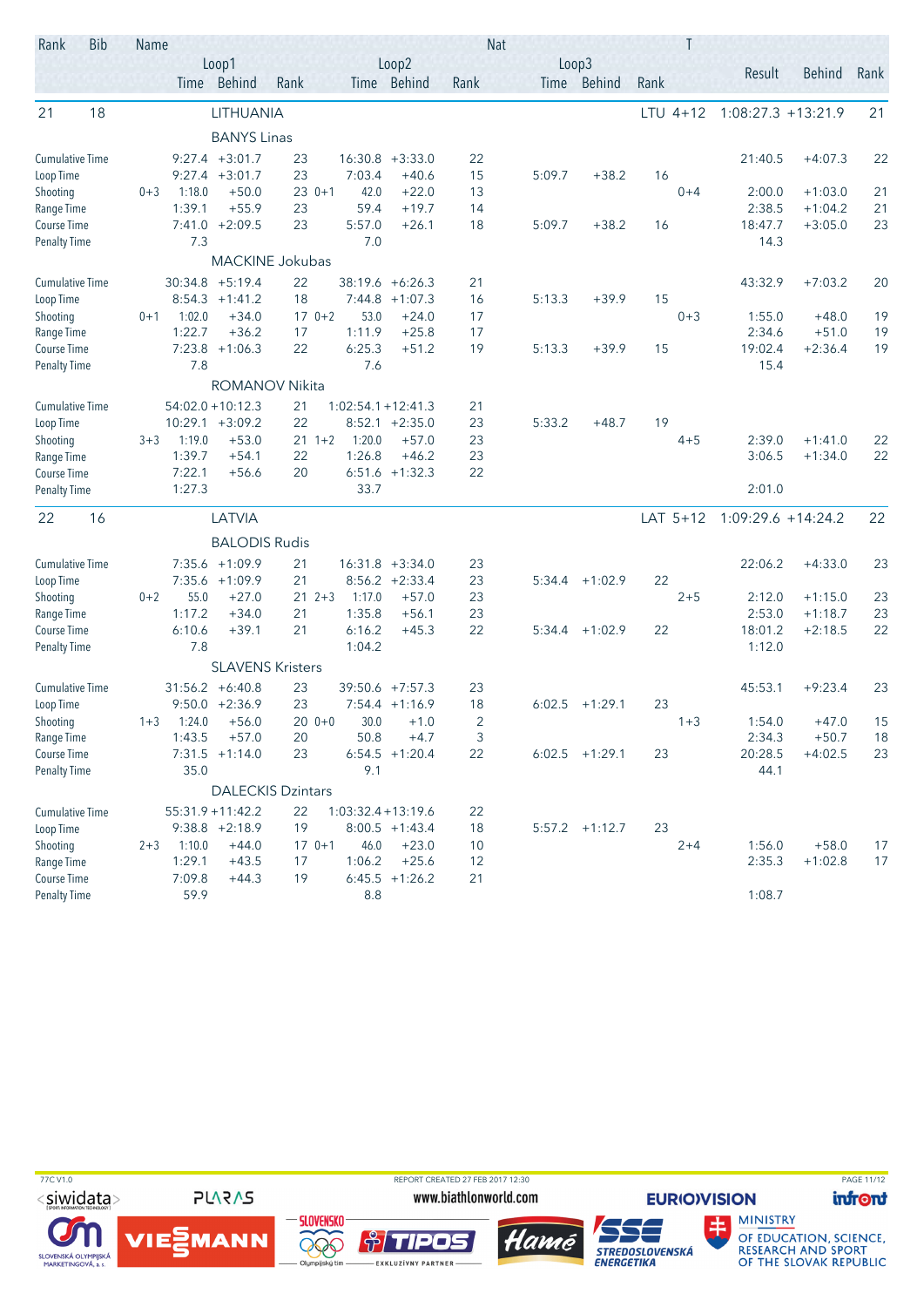| Rank | Bib | Name | | Loop1 Time | Loop1 Behind | Rank | | Loop2 Time | Loop2 Behind | Rank | Loop3 Time | Loop3 Behind | Rank | T | Result | Behind | Rank |
|---|---|---|---|---|---|---|---|---|---|---|---|---|---|---|---|---|---|
| 21 | 18 | LITHUANIA | | | | | | | | | | | LTU | 4+12 | 1:08:27.3 | +13:21.9 | 21 |
| | | BANYS Linas | | | | | | | | | | | | | | | |
| | | Cumulative Time | | 9:27.4 | +3:01.7 | 23 | | 16:30.8 | +3:33.0 | 22 | | | | | 21:40.5 | +4:07.3 | 22 |
| | | Loop Time | | 9:27.4 | +3:01.7 | 23 | | 7:03.4 | +40.6 | 15 | 5:09.7 | +38.2 | 16 | | | | |
| | | Shooting | 0+3 | 1:18.0 | +50.0 | 23 | 0+1 | 42.0 | +22.0 | 13 | | | | 0+4 | 2:00.0 | +1:03.0 | 21 |
| | | Range Time | | 1:39.1 | +55.9 | 23 | | 59.4 | +19.7 | 14 | | | | | 2:38.5 | +1:04.2 | 21 |
| | | Course Time | | 7:41.0 | +2:09.5 | 23 | | 5:57.0 | +26.1 | 18 | 5:09.7 | +38.2 | 16 | | 18:47.7 | +3:05.0 | 23 |
| | | Penalty Time | | 7.3 | | | | 7.0 | | | | | | | 14.3 | | |
| | | MACKINE Jokubas | | | | | | | | | | | | | | | |
| | | Cumulative Time | | 30:34.8 | +5:19.4 | 22 | | 38:19.6 | +6:26.3 | 21 | | | | | 43:32.9 | +7:03.2 | 20 |
| | | Loop Time | | 8:54.3 | +1:41.2 | 18 | | 7:44.8 | +1:07.3 | 16 | 5:13.3 | +39.9 | 15 | | | | |
| | | Shooting | 0+1 | 1:02.0 | +34.0 | 17 | 0+2 | 53.0 | +24.0 | 17 | | | | 0+3 | 1:55.0 | +48.0 | 19 |
| | | Range Time | | 1:22.7 | +36.2 | 17 | | 1:11.9 | +25.8 | 17 | | | | | 2:34.6 | +51.0 | 19 |
| | | Course Time | | 7:23.8 | +1:06.3 | 22 | | 6:25.3 | +51.2 | 19 | 5:13.3 | +39.9 | 15 | | 19:02.4 | +2:36.4 | 19 |
| | | Penalty Time | | 7.8 | | | | 7.6 | | | | | | | 15.4 | | |
| | | ROMANOV Nikita | | | | | | | | | | | | | | | |
| | | Cumulative Time | | 54:02.0 | +10:12.3 | 21 | | 1:02:54.1 | +12:41.3 | 21 | | | | | | | |
| | | Loop Time | | 10:29.1 | +3:09.2 | 22 | | 8:52.1 | +2:35.0 | 23 | 5:33.2 | +48.7 | 19 | | | | |
| | | Shooting | 3+3 | 1:19.0 | +53.0 | 21 | 1+2 | 1:20.0 | +57.0 | 23 | | | | 4+5 | 2:39.0 | +1:41.0 | 22 |
| | | Range Time | | 1:39.7 | +54.1 | 22 | | 1:26.8 | +46.2 | 23 | | | | | 3:06.5 | +1:34.0 | 22 |
| | | Course Time | | 7:22.1 | +56.6 | 20 | | 6:51.6 | +1:32.3 | 22 | | | | | | | |
| | | Penalty Time | | 1:27.3 | | | | 33.7 | | | | | | | 2:01.0 | | |
| 22 | 16 | LATVIA | | | | | | | | | | | LAT | 5+12 | 1:09:29.6 | +14:24.2 | 22 |
| | | BALODIS Rudis | | | | | | | | | | | | | | | |
| | | Cumulative Time | | 7:35.6 | +1:09.9 | 21 | | 16:31.8 | +3:34.0 | 23 | | | | | 22:06.2 | +4:33.0 | 23 |
| | | Loop Time | | 7:35.6 | +1:09.9 | 21 | | 8:56.2 | +2:33.4 | 23 | 5:34.4 | +1:02.9 | 22 | | | | |
| | | Shooting | 0+2 | 55.0 | +27.0 | 21 | 2+3 | 1:17.0 | +57.0 | 23 | | | | 2+5 | 2:12.0 | +1:15.0 | 23 |
| | | Range Time | | 1:17.2 | +34.0 | 21 | | 1:35.8 | +56.1 | 23 | | | | | 2:53.0 | +1:18.7 | 23 |
| | | Course Time | | 6:10.6 | +39.1 | 21 | | 6:16.2 | +45.3 | 22 | 5:34.4 | +1:02.9 | 22 | | 18:01.2 | +2:18.5 | 22 |
| | | Penalty Time | | 7.8 | | | | 1:04.2 | | | | | | | 1:12.0 | | |
| | | SLAVENS Kristers | | | | | | | | | | | | | | | |
| | | Cumulative Time | | 31:56.2 | +6:40.8 | 23 | | 39:50.6 | +7:57.3 | 23 | | | | | 45:53.1 | +9:23.4 | 23 |
| | | Loop Time | | 9:50.0 | +2:36.9 | 23 | | 7:54.4 | +1:16.9 | 18 | 6:02.5 | +1:29.1 | 23 | | | | |
| | | Shooting | 1+3 | 1:24.0 | +56.0 | 20 | 0+0 | 30.0 | +1.0 | 2 | | | | 1+3 | 1:54.0 | +47.0 | 15 |
| | | Range Time | | 1:43.5 | +57.0 | 20 | | 50.8 | +4.7 | 3 | | | | | 2:34.3 | +50.7 | 18 |
| | | Course Time | | 7:31.5 | +1:14.0 | 23 | | 6:54.5 | +1:20.4 | 22 | 6:02.5 | +1:29.1 | 23 | | 20:28.5 | +4:02.5 | 23 |
| | | Penalty Time | | 35.0 | | | | 9.1 | | | | | | | 44.1 | | |
| | | DALECKIS Dzintars | | | | | | | | | | | | | | | |
| | | Cumulative Time | | 55:31.9 | +11:42.2 | 22 | | 1:03:32.4 | +13:19.6 | 22 | | | | | | | |
| | | Loop Time | | 9:38.8 | +2:18.9 | 19 | | 8:00.5 | +1:43.4 | 18 | 5:57.2 | +1:12.7 | 23 | | | | |
| | | Shooting | 2+3 | 1:10.0 | +44.0 | 17 | 0+1 | 46.0 | +23.0 | 10 | | | | 2+4 | 1:56.0 | +58.0 | 17 |
| | | Range Time | | 1:29.1 | +43.5 | 17 | | 1:06.2 | +25.6 | 12 | | | | | 2:35.3 | +1:02.8 | 17 |
| | | Course Time | | 7:09.8 | +44.3 | 19 | | 6:45.5 | +1:26.2 | 21 | | | | | | | |
| | | Penalty Time | | 59.9 | | | | 8.8 | | | | | | | 1:08.7 | | |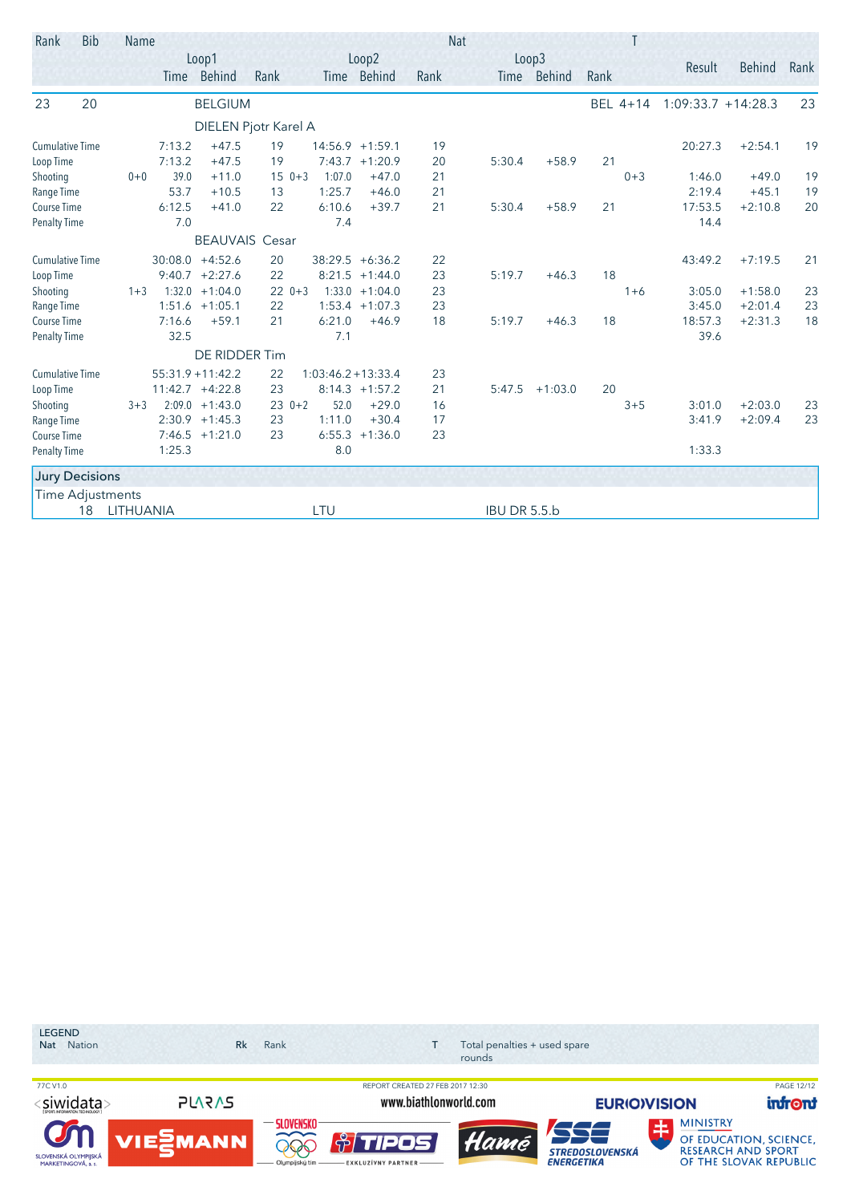| Rank | Bib | Name | Loop1 Time | Loop1 Behind | Loop1 Rank | Loop2 Time | Loop2 Behind | Loop2 Rank | Loop3 Time | Loop3 Behind | Loop3 Rank | Nat / T | Result | Behind | Rank |
|---|---|---|---|---|---|---|---|---|---|---|---|---|---|---|---|
| 23 | 20 | BELGIUM | | | | | | | | | | BEL 4+14 | 1:09:33.7 | +14:28.3 | 23 |
| | | DIELEN Pjotr Karel A | | | | | | | | | | | | | |
| Cumulative Time | | | 7:13.2 | +47.5 | 19 | 14:56.9 | +1:59.1 | 19 | | | | | 20:27.3 | +2:54.1 | 19 |
| Loop Time | | | 7:13.2 | +47.5 | 19 | 7:43.7 | +1:20.9 | 20 | 5:30.4 | +58.9 | 21 | | | | |
| Shooting | | 0+0 | 39.0 | +11.0 | 15 0+3 | 1:07.0 | +47.0 | 21 | | | | 0+3 | 1:46.0 | +49.0 | 19 |
| Range Time | | | 53.7 | +10.5 | 13 | 1:25.7 | +46.0 | 21 | | | | | 2:19.4 | +45.1 | 19 |
| Course Time | | | 6:12.5 | +41.0 | 22 | 6:10.6 | +39.7 | 21 | 5:30.4 | +58.9 | 21 | | 17:53.5 | +2:10.8 | 20 |
| Penalty Time | | | 7.0 | | | 7.4 | | | | | | | 14.4 | | |
| | | BEAUVAIS Cesar | | | | | | | | | | | | | |
| Cumulative Time | | | 30:08.0 | +4:52.6 | 20 | 38:29.5 | +6:36.2 | 22 | | | | | 43:49.2 | +7:19.5 | 21 |
| Loop Time | | | 9:40.7 | +2:27.6 | 22 | 8:21.5 | +1:44.0 | 23 | 5:19.7 | +46.3 | 18 | | | | |
| Shooting | | 1+3 | 1:32.0 | +1:04.0 | 22 0+3 | 1:33.0 | +1:04.0 | 23 | | | | 1+6 | 3:05.0 | +1:58.0 | 23 |
| Range Time | | | 1:51.6 | +1:05.1 | 22 | 1:53.4 | +1:07.3 | 23 | | | | | 3:45.0 | +2:01.4 | 23 |
| Course Time | | | 7:16.6 | +59.1 | 21 | 6:21.0 | +46.9 | 18 | 5:19.7 | +46.3 | 18 | | 18:57.3 | +2:31.3 | 18 |
| Penalty Time | | | 32.5 | | | 7.1 | | | | | | | 39.6 | | |
| | | DE RIDDER Tim | | | | | | | | | | | | | |
| Cumulative Time | | | 55:31.9 | +11:42.2 | 22 | 1:03:46.2 | +13:33.4 | 23 | | | | | | | |
| Loop Time | | | 11:42.7 | +4:22.8 | 23 | 8:14.3 | +1:57.2 | 21 | 5:47.5 | +1:03.0 | 20 | | | | |
| Shooting | | 3+3 | 2:09.0 | +1:43.0 | 23 0+2 | 52.0 | +29.0 | 16 | | | | 3+5 | 3:01.0 | +2:03.0 | 23 |
| Range Time | | | 2:30.9 | +1:45.3 | 23 | 1:11.0 | +30.4 | 17 | | | | | 3:41.9 | +2:09.4 | 23 |
| Course Time | | | 7:46.5 | +1:21.0 | 23 | 6:55.3 | +1:36.0 | 23 | | | | | | | |
| Penalty Time | | | 1:25.3 | | | 8.0 | | | | | | | 1:33.3 | | |

**Jury Decisions**

Time Adjustments

| | | | |
|---|---|---|---|
| 18 | LITHUANIA | LTU | IBU DR 5.5.b |

LEGEND

Nat Nation  Rk Rank  T Total penalties + used spare rounds

77C V1.0  REPORT CREATED 27 FEB 2017 12:30

www.biathlonworld.com